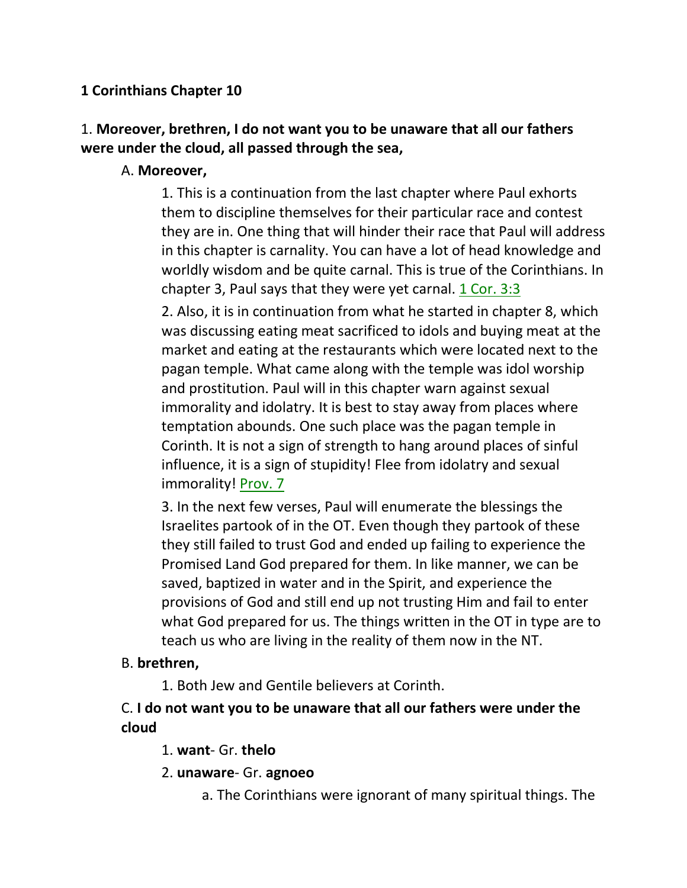## 1 Corinthians Chapter 10

1. **Moreover, brethren, I do not want you to be unaware that all our fathers were under the cloud, all passed through the sea,**

A. **Moreover,**

1. This is a continuation from the last chapter where Paul exhorts them to discipline themselves for their particular race and contest they are in. One thing that will hinder their race that Paul will address in this chapter is carnality. You can have a lot of head knowledge and worldly wisdom and be quite carnal. This is true of the Corinthians. In chapter 3, Paul says that they were yet carnal. 1 Cor. 3:3

2. Also, it is in continuation from what he started in chapter 8, which was discussing eating meat sacrificed to idols and buying meat at the market and eating at the restaurants which were located next to the pagan temple. What came along with the temple was idol worship and prostitution. Paul will in this chapter warn against sexual immorality and idolatry. It is best to stay away from places where temptation abounds. One such place was the pagan temple in Corinth. It is not a sign of strength to hang around places of sinful influence, it is a sign of stupidity! Flee from idolatry and sexual immorality! Prov. 7

3. In the next few verses, Paul will enumerate the blessings the Israelites partook of in the OT. Even though they partook of these they still failed to trust God and ended up failing to experience the Promised Land God prepared for them. In like manner, we can be saved, baptized in water and in the Spirit, and experience the provisions of God and still end up not trusting Him and fail to enter what God prepared for us. The things written in the OT in type are to teach us who are living in the reality of them now in the NT.

B. **brethren,**

1. Both Jew and Gentile believers at Corinth.

C. **I do not want you to be unaware that all our fathers were under the cloud**

1. **want**- Gr. **thelo**

2. **unaware**- Gr. **agnoeo**

a. The Corinthians were ignorant of many spiritual things. The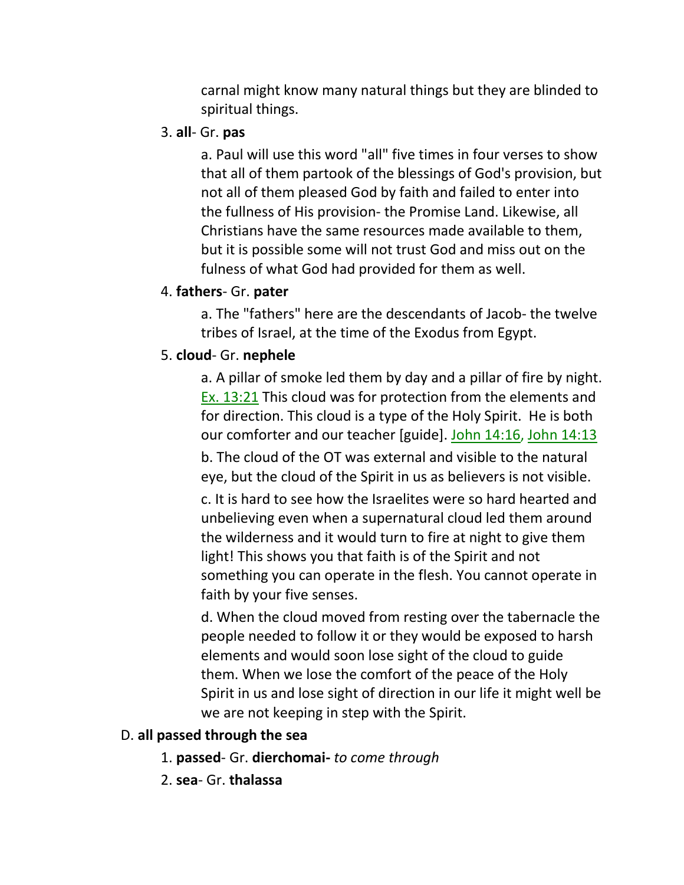carnal might know many natural things but they are blinded to spiritual things.

3. **all**- Gr. **pas**

    a. Paul will use this word "all" five times in four verses to show that all of them partook of the blessings of God's provision, but not all of them pleased God by faith and failed to enter into the fullness of His provision- the Promise Land. Likewise, all Christians have the same resources made available to them, but it is possible some will not trust God and miss out on the fulness of what God had provided for them as well.

4. **fathers**- Gr. **pater**

    a. The "fathers" here are the descendants of Jacob- the twelve tribes of Israel, at the time of the Exodus from Egypt.

5. **cloud**- Gr. **nephele**

    a. A pillar of smoke led them by day and a pillar of fire by night. Ex. 13:21 This cloud was for protection from the elements and for direction. This cloud is a type of the Holy Spirit. He is both our comforter and our teacher [guide]. John 14:16, John 14:13

    b. The cloud of the OT was external and visible to the natural eye, but the cloud of the Spirit in us as believers is not visible.

    c. It is hard to see how the Israelites were so hard hearted and unbelieving even when a supernatural cloud led them around the wilderness and it would turn to fire at night to give them light! This shows you that faith is of the Spirit and not something you can operate in the flesh. You cannot operate in faith by your five senses.

    d. When the cloud moved from resting over the tabernacle the people needed to follow it or they would be exposed to harsh elements and would soon lose sight of the cloud to guide them. When we lose the comfort of the peace of the Holy Spirit in us and lose sight of direction in our life it might well be we are not keeping in step with the Spirit.

D. **all passed through the sea**

1. **passed**- Gr. **dierchomai-** *to come through*
2. **sea**- Gr. **thalassa**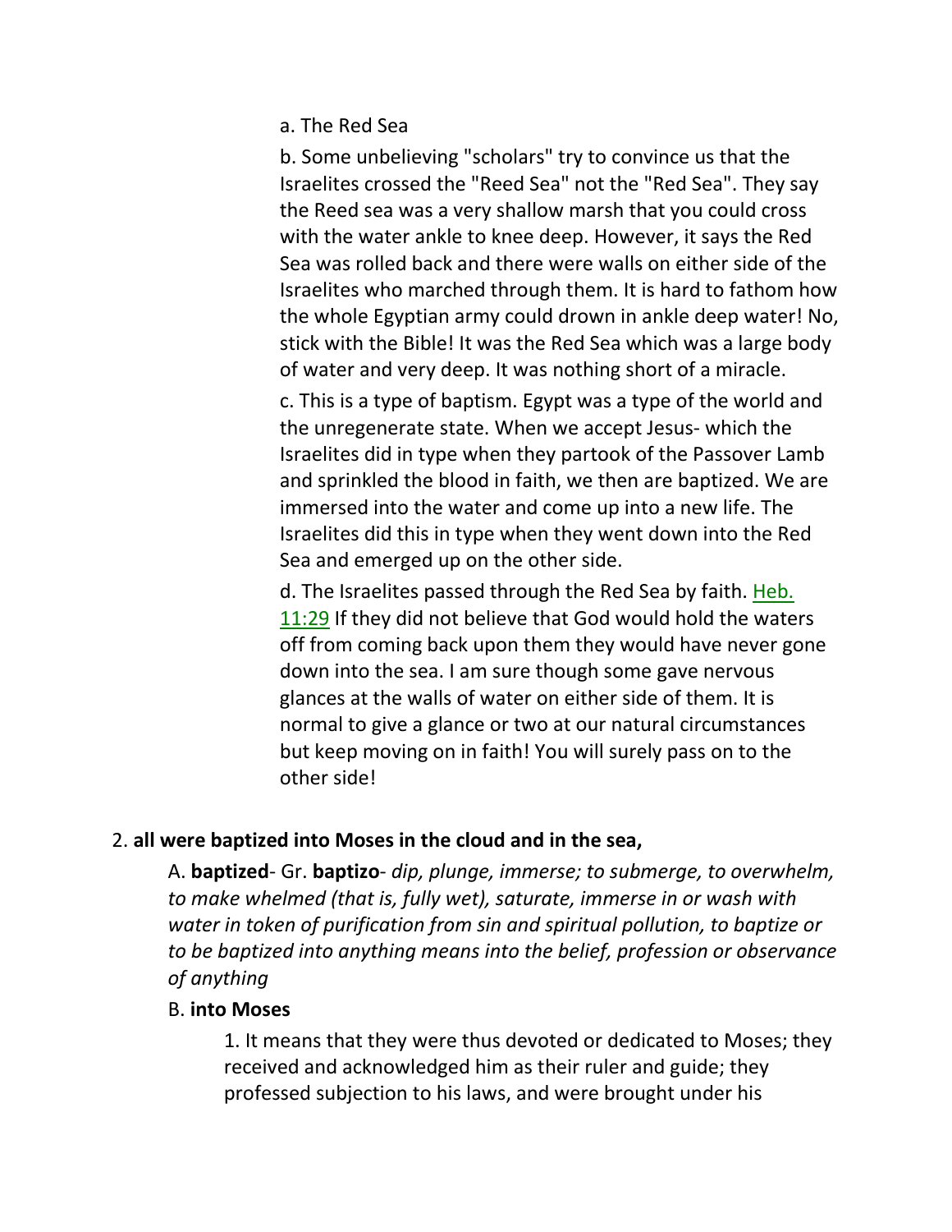a. The Red Sea

b. Some unbelieving "scholars" try to convince us that the Israelites crossed the "Reed Sea" not the "Red Sea". They say the Reed sea was a very shallow marsh that you could cross with the water ankle to knee deep. However, it says the Red Sea was rolled back and there were walls on either side of the Israelites who marched through them. It is hard to fathom how the whole Egyptian army could drown in ankle deep water! No, stick with the Bible! It was the Red Sea which was a large body of water and very deep. It was nothing short of a miracle.

c. This is a type of baptism. Egypt was a type of the world and the unregenerate state. When we accept Jesus- which the Israelites did in type when they partook of the Passover Lamb and sprinkled the blood in faith, we then are baptized. We are immersed into the water and come up into a new life. The Israelites did this in type when they went down into the Red Sea and emerged up on the other side.

d. The Israelites passed through the Red Sea by faith. Heb. 11:29 If they did not believe that God would hold the waters off from coming back upon them they would have never gone down into the sea. I am sure though some gave nervous glances at the walls of water on either side of them. It is normal to give a glance or two at our natural circumstances but keep moving on in faith! You will surely pass on to the other side!

2. **all were baptized into Moses in the cloud and in the sea,**

A. **baptized**- Gr. **baptizo**- *dip, plunge, immerse; to submerge, to overwhelm, to make whelmed (that is, fully wet), saturate, immerse in or wash with water in token of purification from sin and spiritual pollution, to baptize or to be baptized into anything means into the belief, profession or observance of anything*

B. **into Moses**

1. It means that they were thus devoted or dedicated to Moses; they received and acknowledged him as their ruler and guide; they professed subjection to his laws, and were brought under his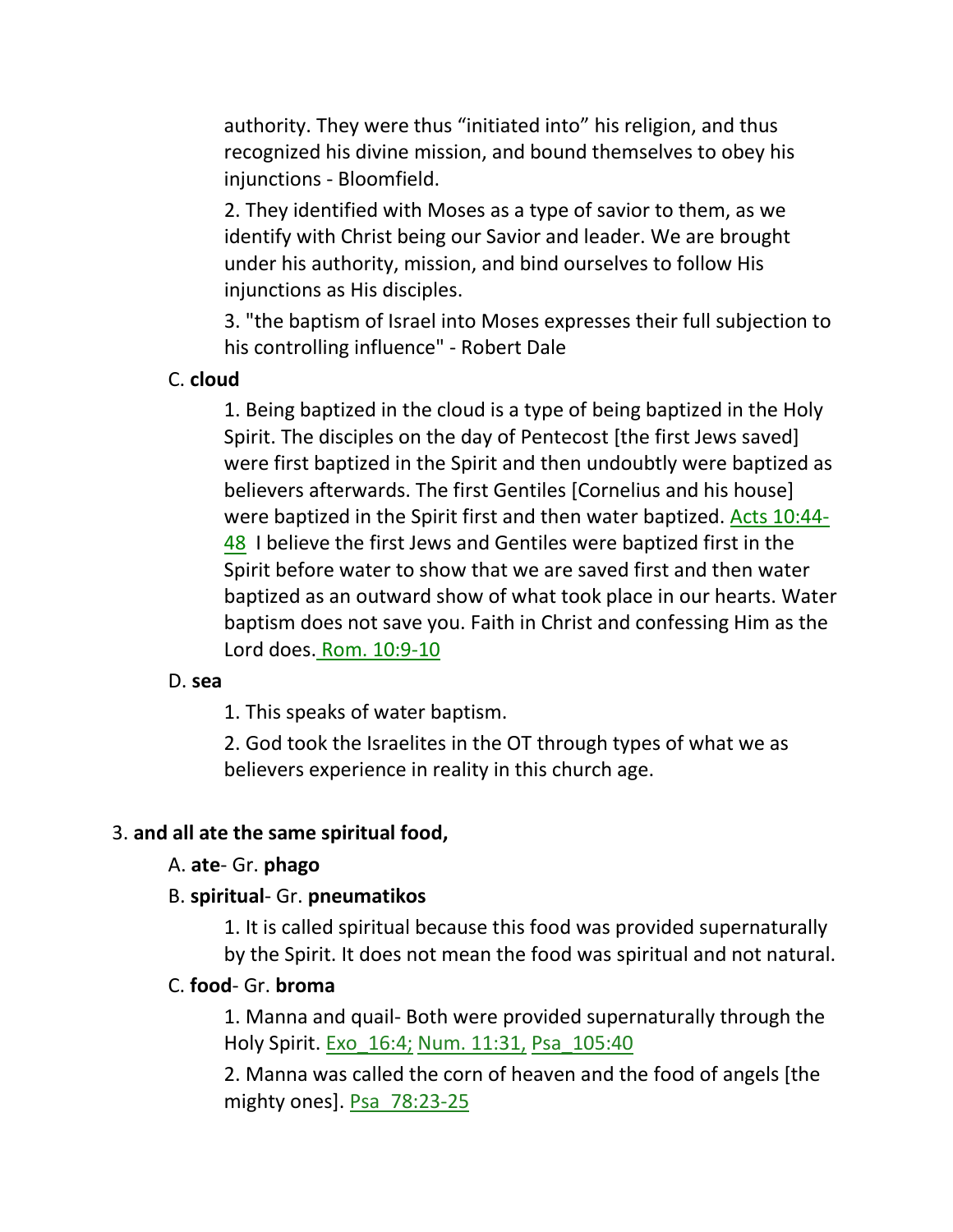authority. They were thus “initiated into” his religion, and thus recognized his divine mission, and bound themselves to obey his injunctions - Bloomfield.

2. They identified with Moses as a type of savior to them, as we identify with Christ being our Savior and leader. We are brought under his authority, mission, and bind ourselves to follow His injunctions as His disciples.

3. "the baptism of Israel into Moses expresses their full subjection to his controlling influence" - Robert Dale

C. **cloud**

1. Being baptized in the cloud is a type of being baptized in the Holy Spirit. The disciples on the day of Pentecost [the first Jews saved] were first baptized in the Spirit and then undoubtly were baptized as believers afterwards. The first Gentiles [Cornelius and his house] were baptized in the Spirit first and then water baptized. Acts 10:44-48 I believe the first Jews and Gentiles were baptized first in the Spirit before water to show that we are saved first and then water baptized as an outward show of what took place in our hearts. Water baptism does not save you. Faith in Christ and confessing Him as the Lord does. Rom. 10:9-10

D. **sea**

1. This speaks of water baptism.

2. God took the Israelites in the OT through types of what we as believers experience in reality in this church age.

3. **and all ate the same spiritual food,**

A. **ate**- Gr. **phago**

B. **spiritual**- Gr. **pneumatikos**

1. It is called spiritual because this food was provided supernaturally by the Spirit. It does not mean the food was spiritual and not natural.

C. **food**- Gr. **broma**

1. Manna and quail- Both were provided supernaturally through the Holy Spirit. Exo_16:4; Num. 11:31, Psa_105:40

2. Manna was called the corn of heaven and the food of angels [the mighty ones]. Psa_78:23-25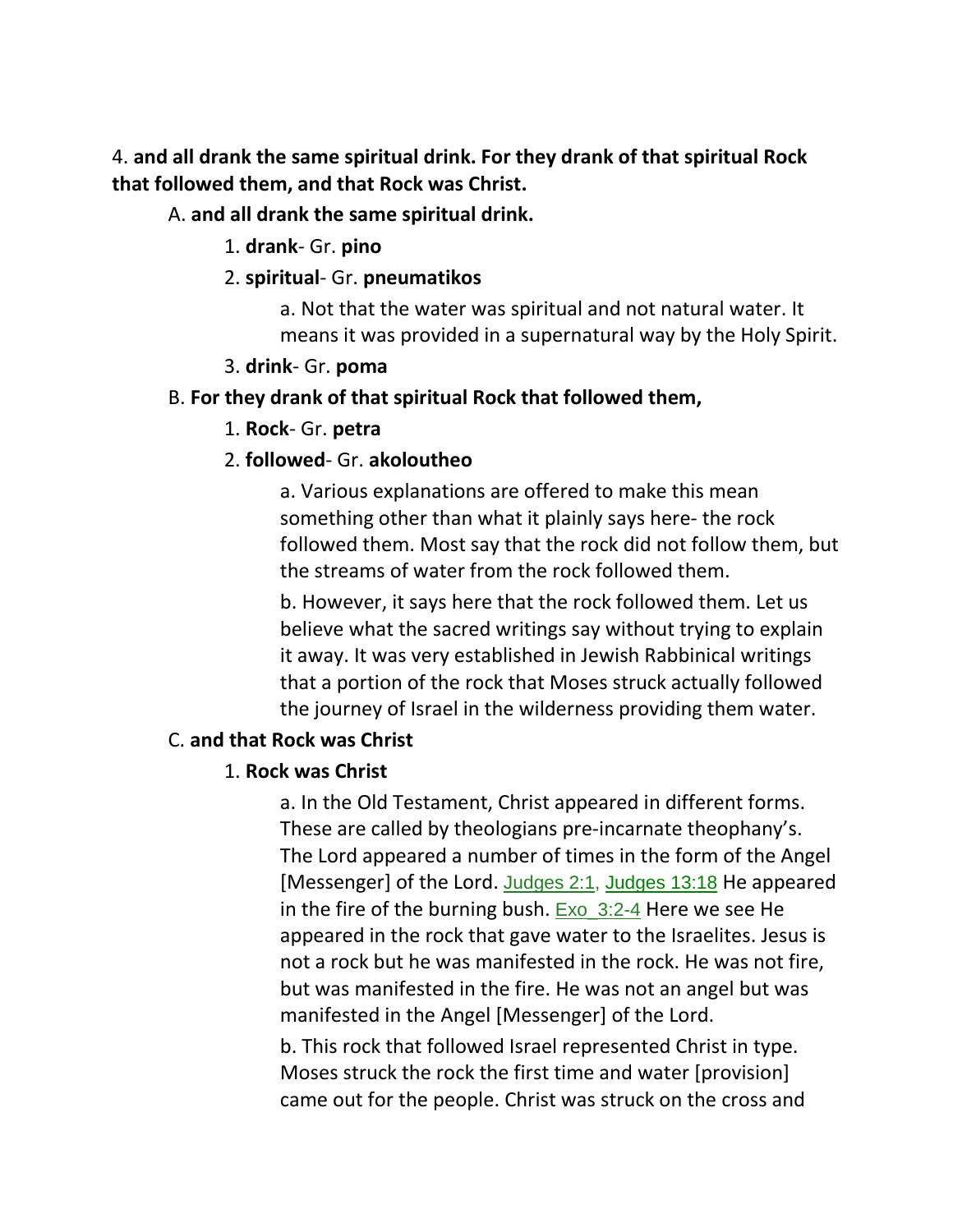4. **and all drank the same spiritual drink. For they drank of that spiritual Rock that followed them, and that Rock was Christ.**

A. **and all drank the same spiritual drink.**

1. **drank**- Gr. **pino**

2. **spiritual**- Gr. **pneumatikos**

a. Not that the water was spiritual and not natural water. It means it was provided in a supernatural way by the Holy Spirit.

3. **drink**- Gr. **poma**

B. **For they drank of that spiritual Rock that followed them,**

1. **Rock**- Gr. **petra**

2. **followed**- Gr. **akoloutheo**

a. Various explanations are offered to make this mean something other than what it plainly says here- the rock followed them. Most say that the rock did not follow them, but the streams of water from the rock followed them.

b. However, it says here that the rock followed them. Let us believe what the sacred writings say without trying to explain it away. It was very established in Jewish Rabbinical writings that a portion of the rock that Moses struck actually followed the journey of Israel in the wilderness providing them water.

C. **and that Rock was Christ**

1. **Rock was Christ**

a. In the Old Testament, Christ appeared in different forms. These are called by theologians pre-incarnate theophany's. The Lord appeared a number of times in the form of the Angel [Messenger] of the Lord. Judges 2:1, Judges 13:18 He appeared in the fire of the burning bush. Exo 3:2-4 Here we see He appeared in the rock that gave water to the Israelites. Jesus is not a rock but he was manifested in the rock. He was not fire, but was manifested in the fire. He was not an angel but was manifested in the Angel [Messenger] of the Lord.

b. This rock that followed Israel represented Christ in type. Moses struck the rock the first time and water [provision] came out for the people. Christ was struck on the cross and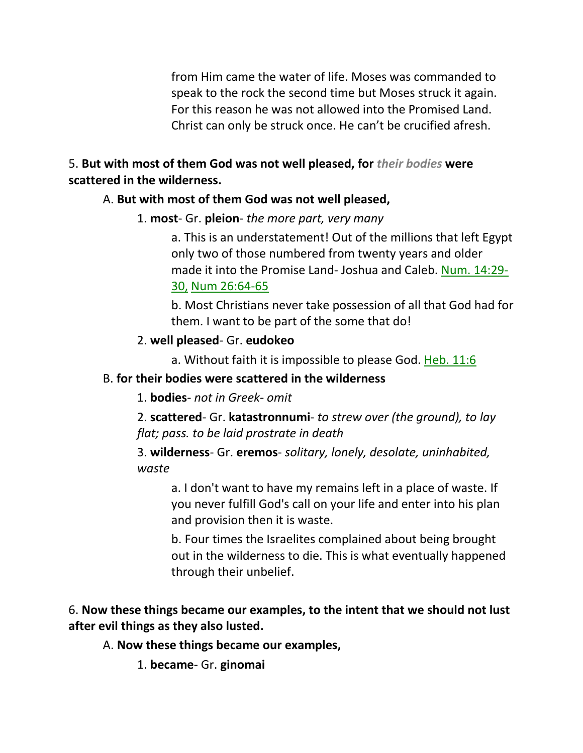from Him came the water of life. Moses was commanded to speak to the rock the second time but Moses struck it again. For this reason he was not allowed into the Promised Land. Christ can only be struck once. He can't be crucified afresh.

5. **But with most of them God was not well pleased, for *their bodies* were scattered in the wilderness.**

A. **But with most of them God was not well pleased,**

1. **most**- Gr. **pleion**- *the more part, very many*

a. This is an understatement! Out of the millions that left Egypt only two of those numbered from twenty years and older made it into the Promise Land- Joshua and Caleb. Num. 14:29-30, Num 26:64-65

b. Most Christians never take possession of all that God had for them. I want to be part of the some that do!

2. **well pleased**- Gr. **eudokeo**

a. Without faith it is impossible to please God. Heb. 11:6

B. **for their bodies were scattered in the wilderness**

1. **bodies**- *not in Greek- omit*

2. **scattered**- Gr. **katastronnumi**- *to strew over (the ground), to lay flat; pass. to be laid prostrate in death*

3. **wilderness**- Gr. **eremos**- *solitary, lonely, desolate, uninhabited, waste*

a. I don't want to have my remains left in a place of waste. If you never fulfill God's call on your life and enter into his plan and provision then it is waste.

b. Four times the Israelites complained about being brought out in the wilderness to die. This is what eventually happened through their unbelief.

6. **Now these things became our examples, to the intent that we should not lust after evil things as they also lusted.**

A. **Now these things became our examples,**

1. **became**- Gr. **ginomai**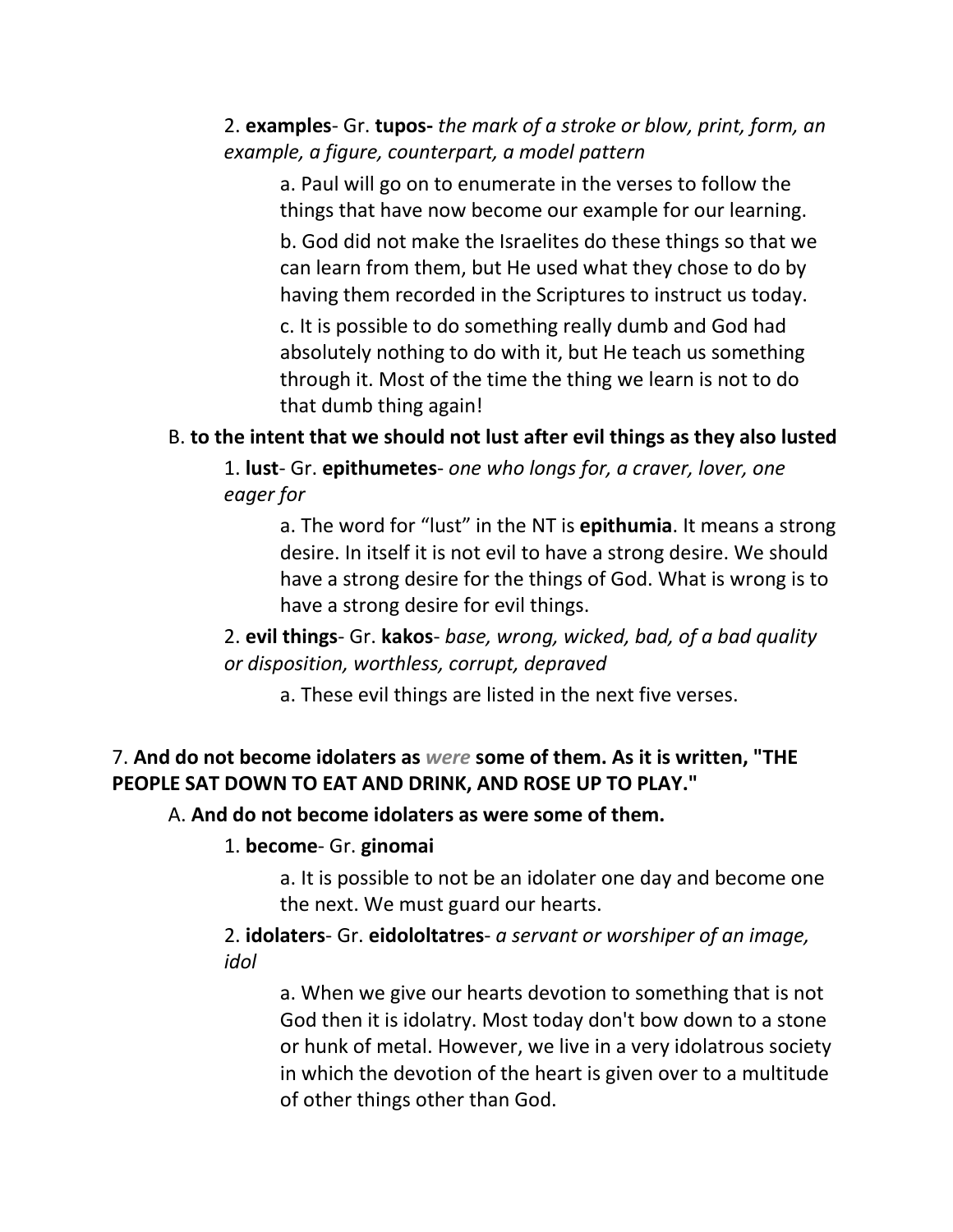2. **examples**- Gr. **tupos-** *the mark of a stroke or blow, print, form, an example, a figure, counterpart, a model pattern*

a. Paul will go on to enumerate in the verses to follow the things that have now become our example for our learning.

b. God did not make the Israelites do these things so that we can learn from them, but He used what they chose to do by having them recorded in the Scriptures to instruct us today.

c. It is possible to do something really dumb and God had absolutely nothing to do with it, but He teach us something through it. Most of the time the thing we learn is not to do that dumb thing again!

B. **to the intent that we should not lust after evil things as they also lusted**

1. **lust**- Gr. **epithumetes**- *one who longs for, a craver, lover, one eager for*

a. The word for "lust" in the NT is **epithumia**. It means a strong desire. In itself it is not evil to have a strong desire. We should have a strong desire for the things of God. What is wrong is to have a strong desire for evil things.

2. **evil things**- Gr. **kakos**- *base, wrong, wicked, bad, of a bad quality or disposition, worthless, corrupt, depraved*

a. These evil things are listed in the next five verses.

7. **And do not become idolaters as *were* some of them. As it is written, "THE PEOPLE SAT DOWN TO EAT AND DRINK, AND ROSE UP TO PLAY."**

A. **And do not become idolaters as were some of them.**

1. **become**- Gr. **ginomai**

a. It is possible to not be an idolater one day and become one the next. We must guard our hearts.

2. **idolaters**- Gr. **eidololtatres**- *a servant or worshiper of an image, idol*

a. When we give our hearts devotion to something that is not God then it is idolatry. Most today don't bow down to a stone or hunk of metal. However, we live in a very idolatrous society in which the devotion of the heart is given over to a multitude of other things other than God.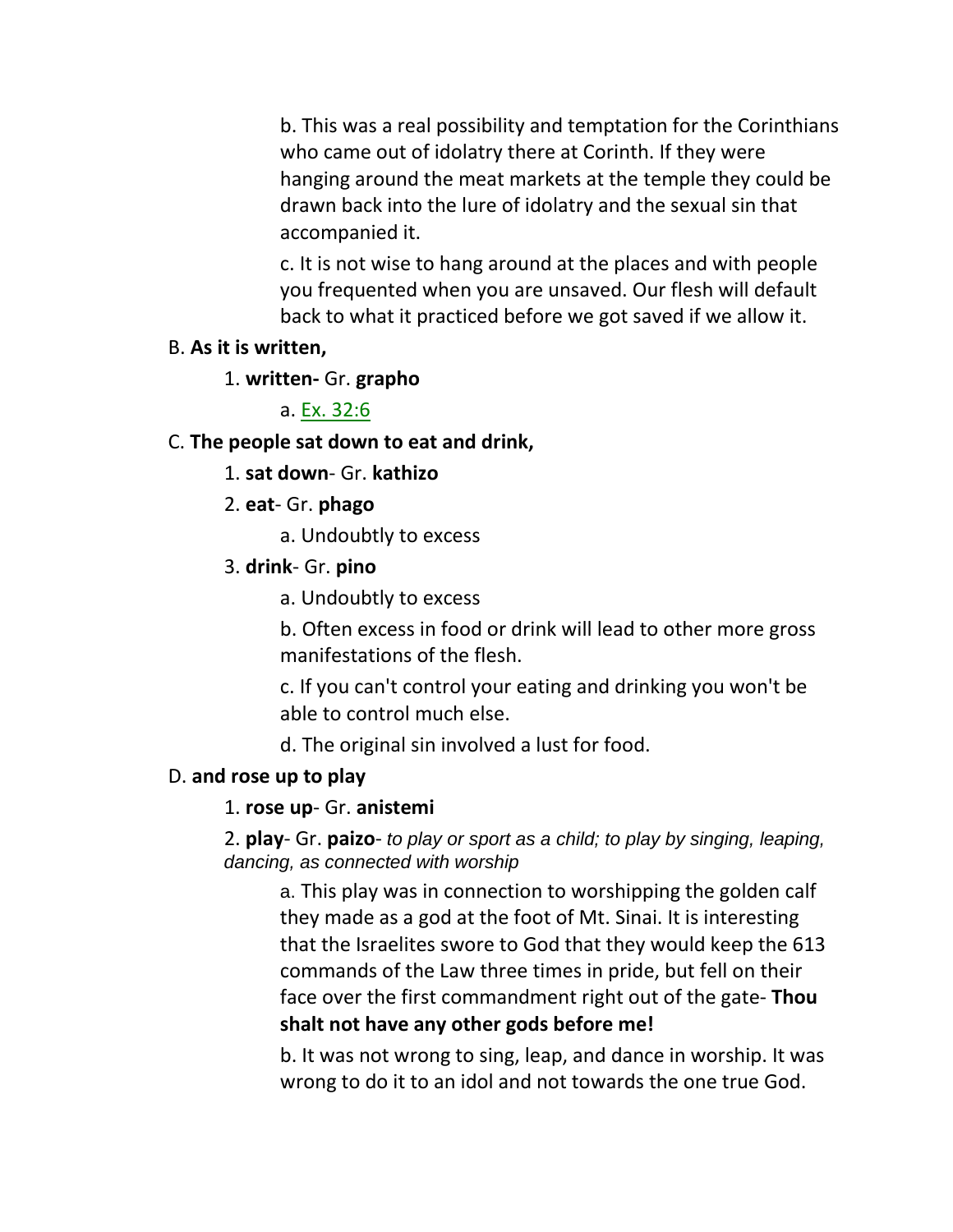b. This was a real possibility and temptation for the Corinthians who came out of idolatry there at Corinth. If they were hanging around the meat markets at the temple they could be drawn back into the lure of idolatry and the sexual sin that accompanied it.

c. It is not wise to hang around at the places and with people you frequented when you are unsaved. Our flesh will default back to what it practiced before we got saved if we allow it.

B. **As it is written,**

1. **written-** Gr. **grapho**

a. Ex. 32:6

C. **The people sat down to eat and drink,**

1. **sat down**- Gr. **kathizo**

2. **eat**- Gr. **phago**

a. Undoubtly to excess

3. **drink**- Gr. **pino**

a. Undoubtly to excess

b. Often excess in food or drink will lead to other more gross manifestations of the flesh.

c. If you can't control your eating and drinking you won't be able to control much else.

d. The original sin involved a lust for food.

D. **and rose up to play**

1. **rose up**- Gr. **anistemi**

2. **play**- Gr. **paizo**- *to play or sport as a child; to play by singing, leaping, dancing, as connected with worship*

a. This play was in connection to worshipping the golden calf they made as a god at the foot of Mt. Sinai. It is interesting that the Israelites swore to God that they would keep the 613 commands of the Law three times in pride, but fell on their face over the first commandment right out of the gate- **Thou shalt not have any other gods before me!**

b. It was not wrong to sing, leap, and dance in worship. It was wrong to do it to an idol and not towards the one true God.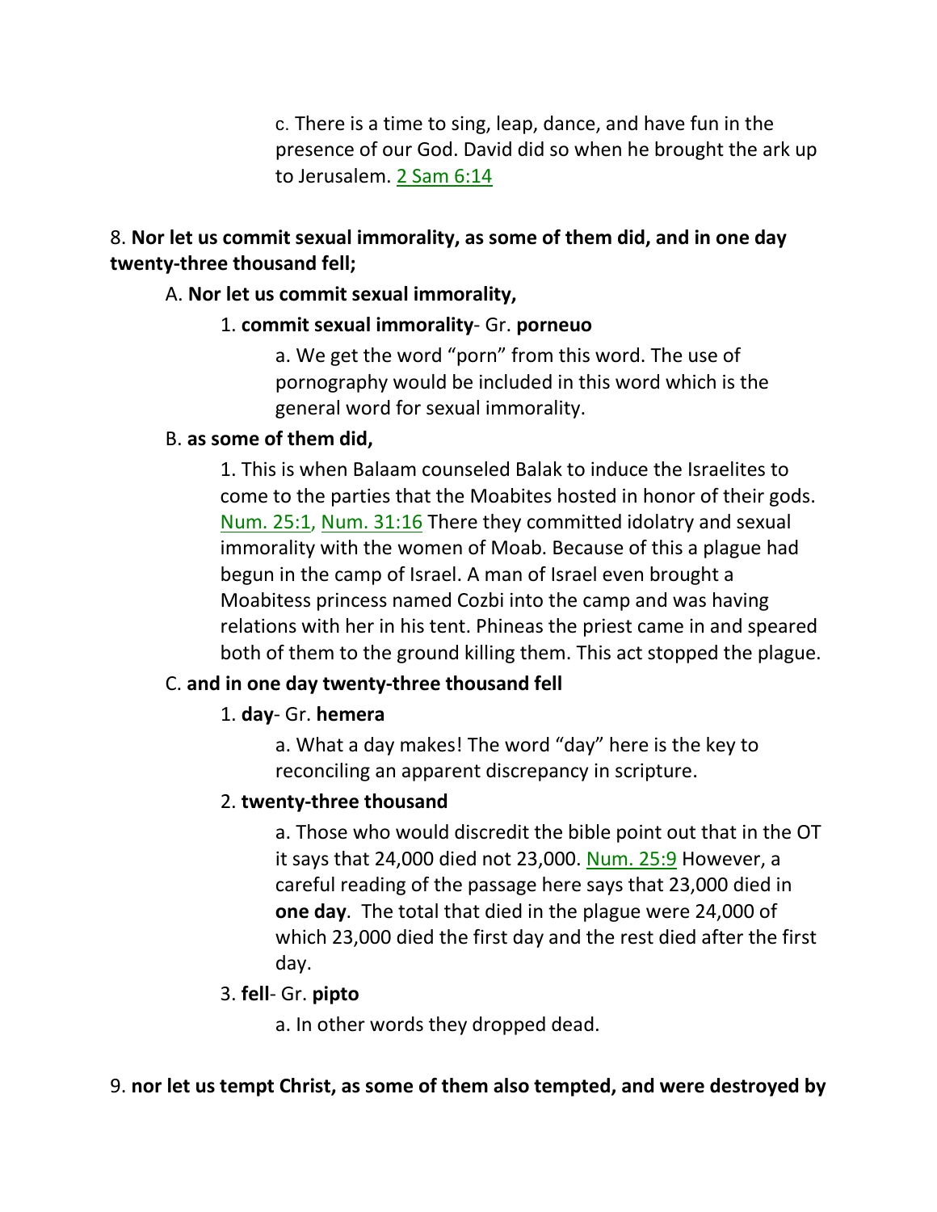c. There is a time to sing, leap, dance, and have fun in the presence of our God. David did so when he brought the ark up to Jerusalem. 2 Sam 6:14

8. **Nor let us commit sexual immorality, as some of them did, and in one day twenty-three thousand fell;**

A. **Nor let us commit sexual immorality,**

1. **commit sexual immorality**- Gr. **porneuo**

a. We get the word "porn" from this word. The use of pornography would be included in this word which is the general word for sexual immorality.

B. **as some of them did,**

1. This is when Balaam counseled Balak to induce the Israelites to come to the parties that the Moabites hosted in honor of their gods. Num. 25:1, Num. 31:16 There they committed idolatry and sexual immorality with the women of Moab. Because of this a plague had begun in the camp of Israel. A man of Israel even brought a Moabitess princess named Cozbi into the camp and was having relations with her in his tent. Phineas the priest came in and speared both of them to the ground killing them. This act stopped the plague.

C. **and in one day twenty-three thousand fell**

1. **day**- Gr. **hemera**

a. What a day makes! The word "day" here is the key to reconciling an apparent discrepancy in scripture.

2. **twenty-three thousand**

a. Those who would discredit the bible point out that in the OT it says that 24,000 died not 23,000. Num. 25:9 However, a careful reading of the passage here says that 23,000 died in **one day**. The total that died in the plague were 24,000 of which 23,000 died the first day and the rest died after the first day.

3. **fell**- Gr. **pipto**

a. In other words they dropped dead.

9. **nor let us tempt Christ, as some of them also tempted, and were destroyed by**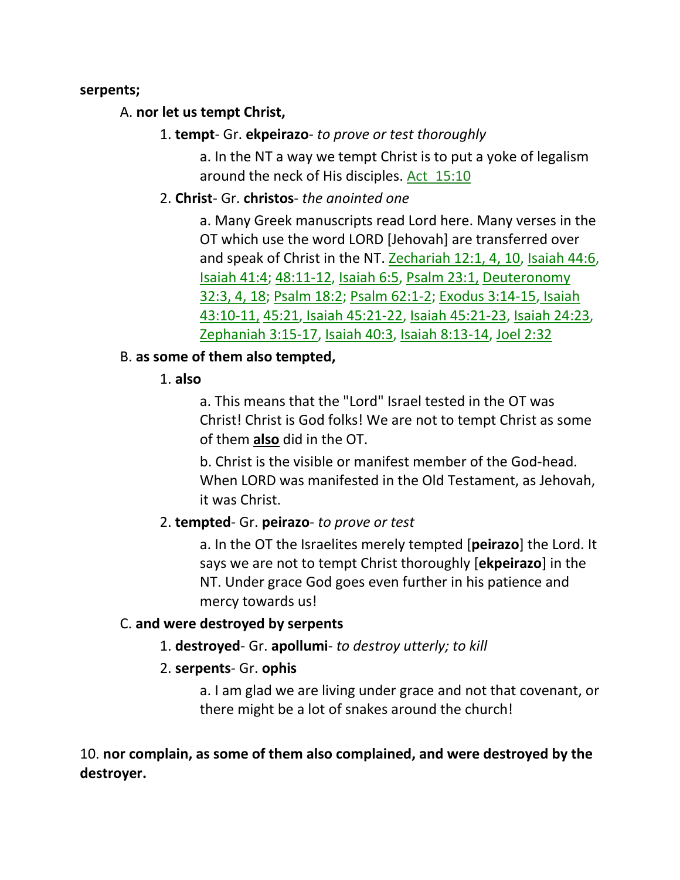**serpents;**

A. **nor let us tempt Christ,**

1. **tempt**- Gr. **ekpeirazo**- *to prove or test thoroughly*

a. In the NT a way we tempt Christ is to put a yoke of legalism around the neck of His disciples. Act 15:10

2. **Christ**- Gr. **christos**- *the anointed one*

a. Many Greek manuscripts read Lord here. Many verses in the OT which use the word LORD [Jehovah] are transferred over and speak of Christ in the NT. Zechariah 12:1, 4, 10, Isaiah 44:6, Isaiah 41:4; 48:11-12, Isaiah 6:5, Psalm 23:1, Deuteronomy 32:3, 4, 18; Psalm 18:2; Psalm 62:1-2; Exodus 3:14-15, Isaiah 43:10-11, 45:21, Isaiah 45:21-22, Isaiah 45:21-23, Isaiah 24:23, Zephaniah 3:15-17, Isaiah 40:3, Isaiah 8:13-14, Joel 2:32

B. **as some of them also tempted,**

1. **also**

a. This means that the "Lord" Israel tested in the OT was Christ! Christ is God folks! We are not to tempt Christ as some of them **also** did in the OT.

b. Christ is the visible or manifest member of the God-head. When LORD was manifested in the Old Testament, as Jehovah, it was Christ.

2. **tempted**- Gr. **peirazo**- *to prove or test*

a. In the OT the Israelites merely tempted [**peirazo**] the Lord. It says we are not to tempt Christ thoroughly [**ekpeirazo**] in the NT. Under grace God goes even further in his patience and mercy towards us!

C. **and were destroyed by serpents**

1. **destroyed**- Gr. **apollumi**- *to destroy utterly; to kill*

2. **serpents**- Gr. **ophis**

a. I am glad we are living under grace and not that covenant, or there might be a lot of snakes around the church!

10. **nor complain, as some of them also complained, and were destroyed by the destroyer.**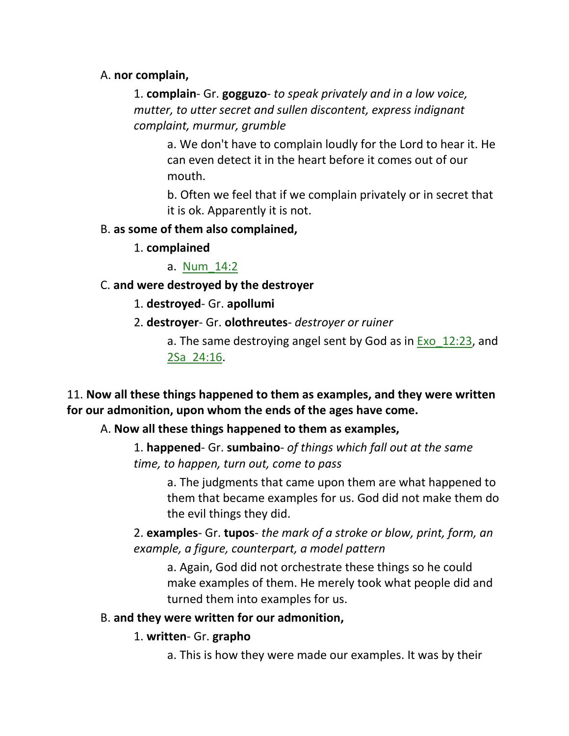A. **nor complain,**

1. **complain**- Gr. **gogguzo**- *to speak privately and in a low voice, mutter, to utter secret and sullen discontent, express indignant complaint, murmur, grumble*

a. We don't have to complain loudly for the Lord to hear it. He can even detect it in the heart before it comes out of our mouth.

b. Often we feel that if we complain privately or in secret that it is ok. Apparently it is not.

B. **as some of them also complained,**

1. **complained**

a. Num_14:2

C. **and were destroyed by the destroyer**

1. **destroyed**- Gr. **apollumi**

2. **destroyer**- Gr. **olothreutes**- *destroyer or ruiner*

a. The same destroying angel sent by God as in Exo_12:23, and 2Sa_24:16.

11. **Now all these things happened to them as examples, and they were written for our admonition, upon whom the ends of the ages have come.**

A. **Now all these things happened to them as examples,**

1. **happened**- Gr. **sumbaino**- *of things which fall out at the same time, to happen, turn out, come to pass*

a. The judgments that came upon them are what happened to them that became examples for us. God did not make them do the evil things they did.

2. **examples**- Gr. **tupos**- *the mark of a stroke or blow, print, form, an example, a figure, counterpart, a model pattern*

a. Again, God did not orchestrate these things so he could make examples of them. He merely took what people did and turned them into examples for us.

B. **and they were written for our admonition,**

1. **written**- Gr. **grapho**

a. This is how they were made our examples. It was by their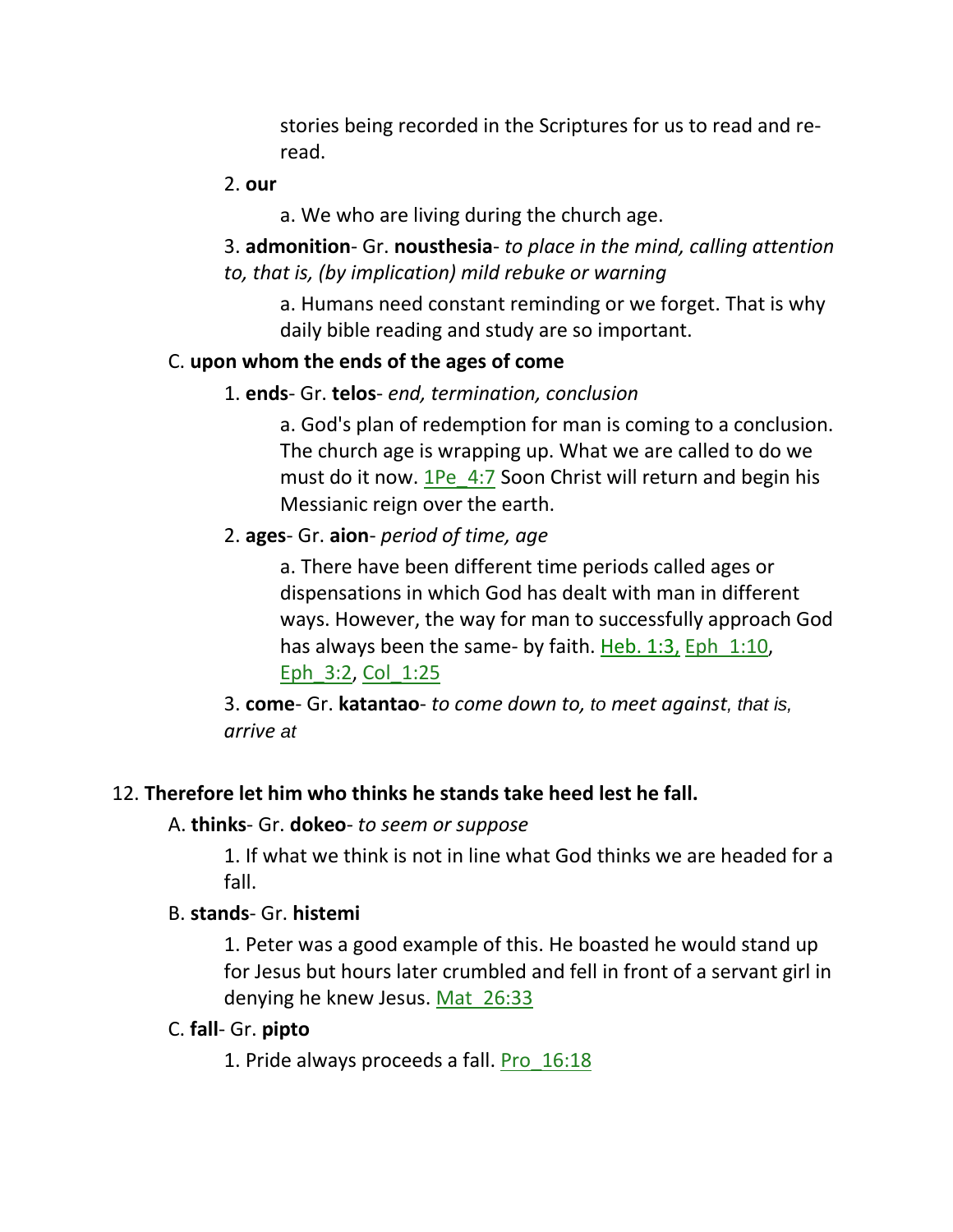stories being recorded in the Scriptures for us to read and re-read.

2. **our**

a. We who are living during the church age.

3. **admonition**- Gr. **nousthesia**- *to place in the mind, calling attention to, that is, (by implication) mild rebuke or warning*

a. Humans need constant reminding or we forget. That is why daily bible reading and study are so important.

C. **upon whom the ends of the ages of come**

1. **ends**- Gr. **telos**- *end, termination, conclusion*

a. God's plan of redemption for man is coming to a conclusion. The church age is wrapping up. What we are called to do we must do it now. 1Pe_4:7 Soon Christ will return and begin his Messianic reign over the earth.

2. **ages**- Gr. **aion**- *period of time, age*

a. There have been different time periods called ages or dispensations in which God has dealt with man in different ways. However, the way for man to successfully approach God has always been the same- by faith. Heb. 1:3, Eph_1:10, Eph_3:2, Col_1:25

3. **come**- Gr. **katantao**- *to come down to, to meet against, that is, arrive at*

12. **Therefore let him who thinks he stands take heed lest he fall.**

A. **thinks**- Gr. **dokeo**- *to seem or suppose*

1. If what we think is not in line what God thinks we are headed for a fall.

B. **stands**- Gr. **histemi**

1. Peter was a good example of this. He boasted he would stand up for Jesus but hours later crumbled and fell in front of a servant girl in denying he knew Jesus. Mat_26:33

C. **fall**- Gr. **pipto**

1. Pride always proceeds a fall. Pro_16:18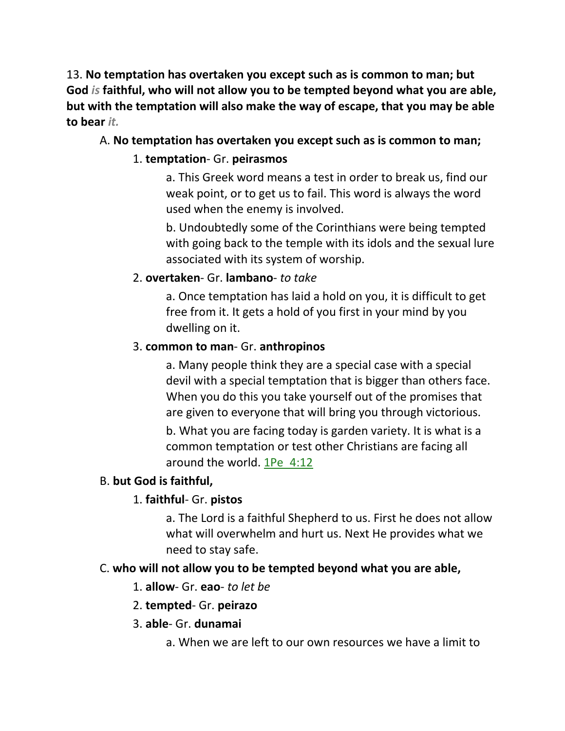13. **No temptation has overtaken you except such as is common to man; but God** ***is*** **faithful, who will not allow you to be tempted beyond what you are able, but with the temptation will also make the way of escape, that you may be able to bear** ***it.***

A. **No temptation has overtaken you except such as is common to man;**

1. **temptation**- Gr. **peirasmos**

a. This Greek word means a test in order to break us, find our weak point, or to get us to fail. This word is always the word used when the enemy is involved.

b. Undoubtedly some of the Corinthians were being tempted with going back to the temple with its idols and the sexual lure associated with its system of worship.

2. **overtaken**- Gr. **lambano**- *to take*

a. Once temptation has laid a hold on you, it is difficult to get free from it. It gets a hold of you first in your mind by you dwelling on it.

3. **common to man**- Gr. **anthropinos**

a. Many people think they are a special case with a special devil with a special temptation that is bigger than others face. When you do this you take yourself out of the promises that are given to everyone that will bring you through victorious.

b. What you are facing today is garden variety. It is what is a common temptation or test other Christians are facing all around the world. 1Pe 4:12

B. **but God is faithful,**

1. **faithful**- Gr. **pistos**

a. The Lord is a faithful Shepherd to us. First he does not allow what will overwhelm and hurt us. Next He provides what we need to stay safe.

C. **who will not allow you to be tempted beyond what you are able,**

1. **allow**- Gr. **eao**- *to let be*

2. **tempted**- Gr. **peirazo**

3. **able**- Gr. **dunamai**

a. When we are left to our own resources we have a limit to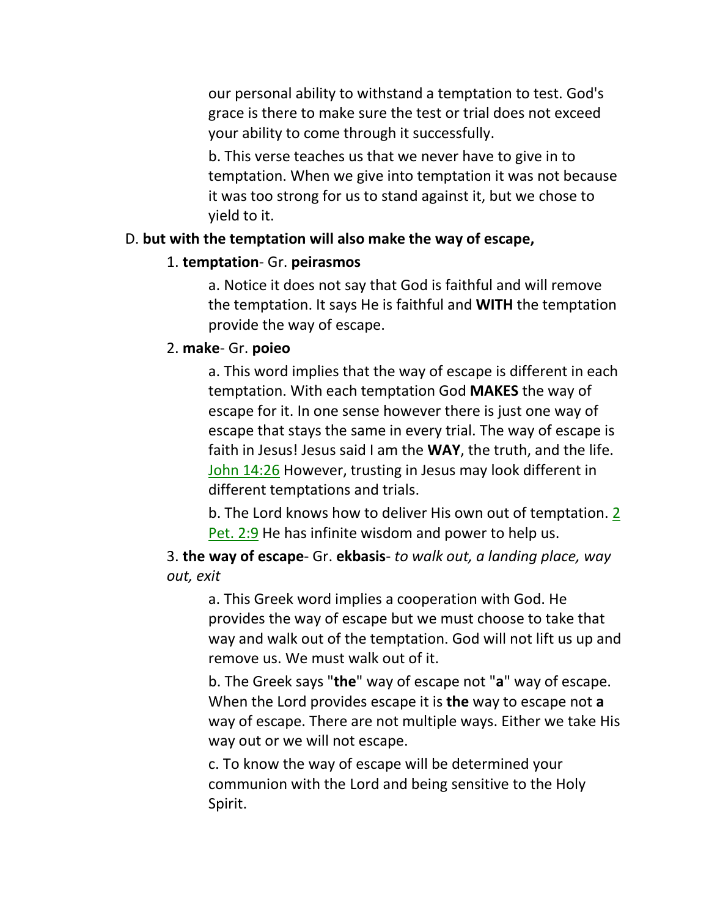our personal ability to withstand a temptation to test. God's grace is there to make sure the test or trial does not exceed your ability to come through it successfully.

b. This verse teaches us that we never have to give in to temptation. When we give into temptation it was not because it was too strong for us to stand against it, but we chose to yield to it.

D. **but with the temptation will also make the way of escape,**

1. **temptation**- Gr. **peirasmos**

a. Notice it does not say that God is faithful and will remove the temptation. It says He is faithful and **WITH** the temptation provide the way of escape.

2. **make**- Gr. **poieo**

a. This word implies that the way of escape is different in each temptation. With each temptation God **MAKES** the way of escape for it. In one sense however there is just one way of escape that stays the same in every trial. The way of escape is faith in Jesus! Jesus said I am the **WAY**, the truth, and the life. John 14:26 However, trusting in Jesus may look different in different temptations and trials.

b. The Lord knows how to deliver His own out of temptation. 2 Pet. 2:9 He has infinite wisdom and power to help us.

3. **the way of escape**- Gr. **ekbasis**- *to walk out, a landing place, way out, exit*

a. This Greek word implies a cooperation with God. He provides the way of escape but we must choose to take that way and walk out of the temptation. God will not lift us up and remove us. We must walk out of it.

b. The Greek says "**the**" way of escape not "**a**" way of escape. When the Lord provides escape it is **the** way to escape not **a** way of escape. There are not multiple ways. Either we take His way out or we will not escape.

c. To know the way of escape will be determined your communion with the Lord and being sensitive to the Holy Spirit.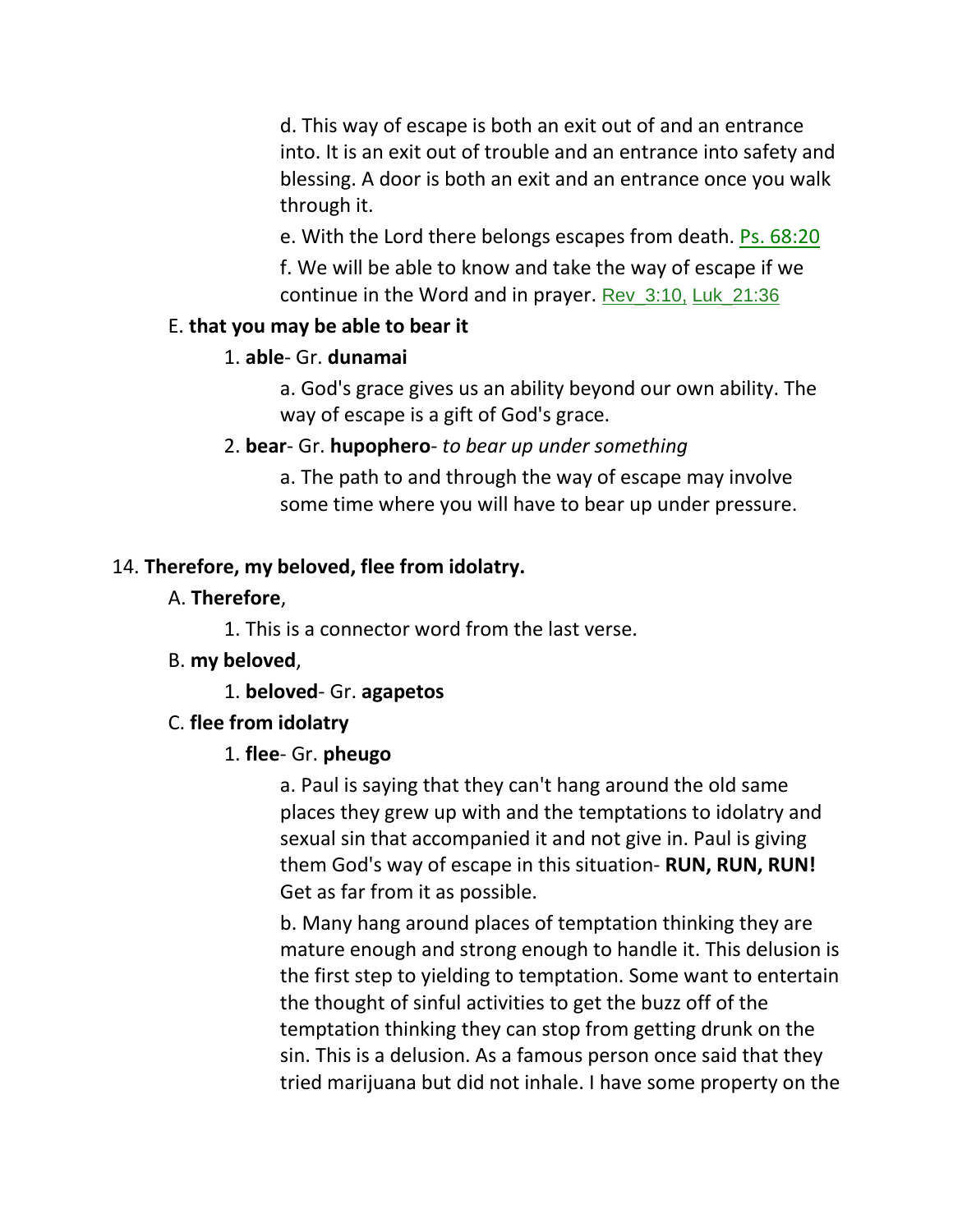d. This way of escape is both an exit out of and an entrance into. It is an exit out of trouble and an entrance into safety and blessing. A door is both an exit and an entrance once you walk through it.

e. With the Lord there belongs escapes from death. Ps. 68:20

f. We will be able to know and take the way of escape if we continue in the Word and in prayer. Rev_3:10, Luk_21:36

E. **that you may be able to bear it**

1. **able**- Gr. **dunamai**

a. God's grace gives us an ability beyond our own ability. The way of escape is a gift of God's grace.

2. **bear**- Gr. **hupophero**- *to bear up under something*

a. The path to and through the way of escape may involve some time where you will have to bear up under pressure.

14. **Therefore, my beloved, flee from idolatry.**

A. **Therefore**,

1. This is a connector word from the last verse.

B. **my beloved**,

1. **beloved**- Gr. **agapetos**

C. **flee from idolatry**

1. **flee**- Gr. **pheugo**

a. Paul is saying that they can't hang around the old same places they grew up with and the temptations to idolatry and sexual sin that accompanied it and not give in. Paul is giving them God's way of escape in this situation- **RUN, RUN, RUN!** Get as far from it as possible.

b. Many hang around places of temptation thinking they are mature enough and strong enough to handle it. This delusion is the first step to yielding to temptation. Some want to entertain the thought of sinful activities to get the buzz off of the temptation thinking they can stop from getting drunk on the sin. This is a delusion. As a famous person once said that they tried marijuana but did not inhale. I have some property on the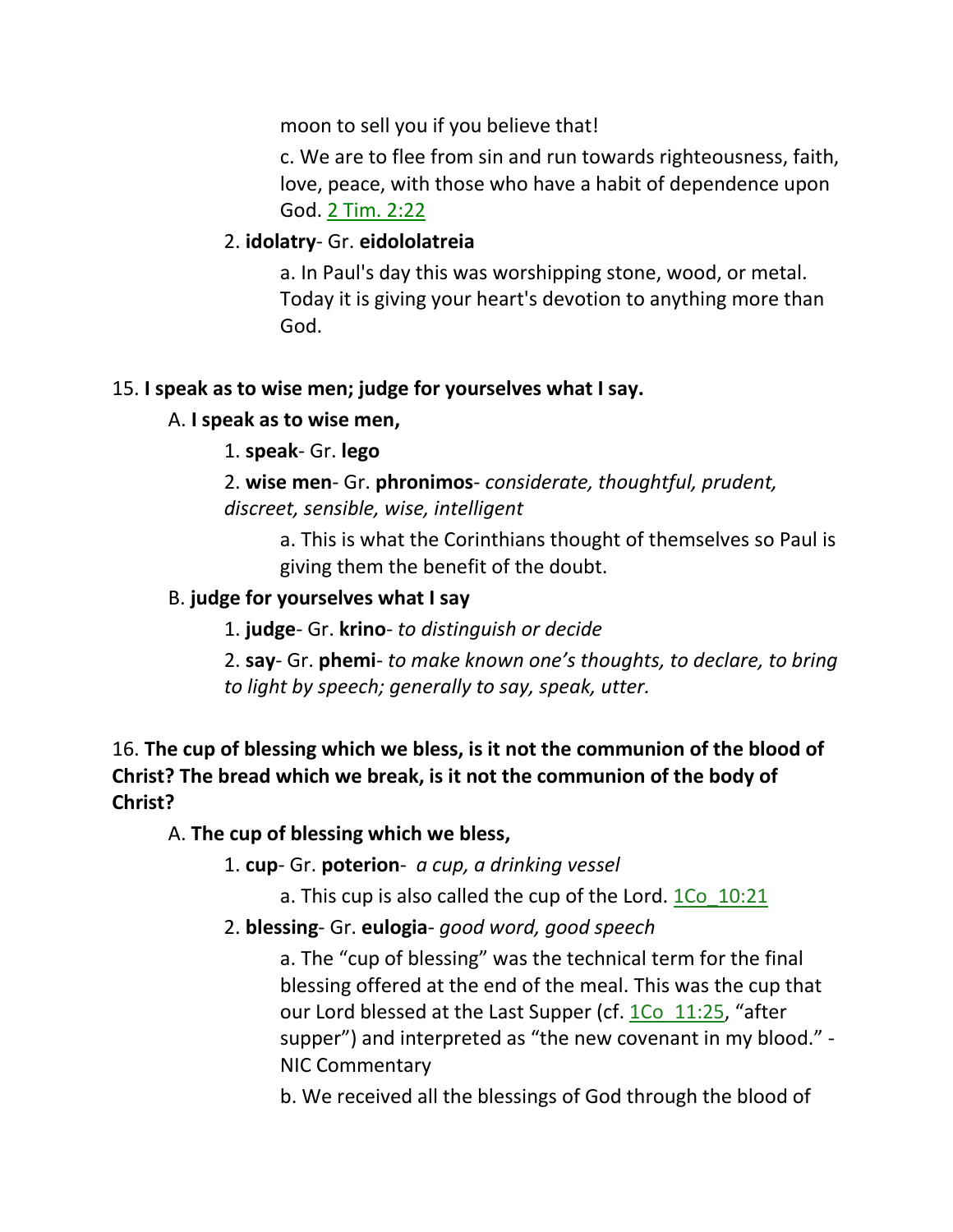moon to sell you if you believe that!

c. We are to flee from sin and run towards righteousness, faith, love, peace, with those who have a habit of dependence upon God. 2 Tim. 2:22

2. **idolatry**- Gr. **eidololatreia**

a. In Paul's day this was worshipping stone, wood, or metal. Today it is giving your heart's devotion to anything more than God.

15. **I speak as to wise men; judge for yourselves what I say.**

A. **I speak as to wise men,**

1. **speak**- Gr. **lego**

2. **wise men**- Gr. **phronimos**- *considerate, thoughtful, prudent, discreet, sensible, wise, intelligent*

a. This is what the Corinthians thought of themselves so Paul is giving them the benefit of the doubt.

B. **judge for yourselves what I say**

1. **judge**- Gr. **krino**- *to distinguish or decide*

2. **say**- Gr. **phemi**- *to make known one's thoughts, to declare, to bring to light by speech; generally to say, speak, utter.*

16. **The cup of blessing which we bless, is it not the communion of the blood of Christ? The bread which we break, is it not the communion of the body of Christ?**

A. **The cup of blessing which we bless,**

1. **cup**- Gr. **poterion**- *a cup, a drinking vessel*

a. This cup is also called the cup of the Lord. 1Co_10:21

2. **blessing**- Gr. **eulogia**- *good word, good speech*

a. The "cup of blessing" was the technical term for the final blessing offered at the end of the meal. This was the cup that our Lord blessed at the Last Supper (cf. 1Co_11:25, "after supper") and interpreted as "the new covenant in my blood." - NIC Commentary

b. We received all the blessings of God through the blood of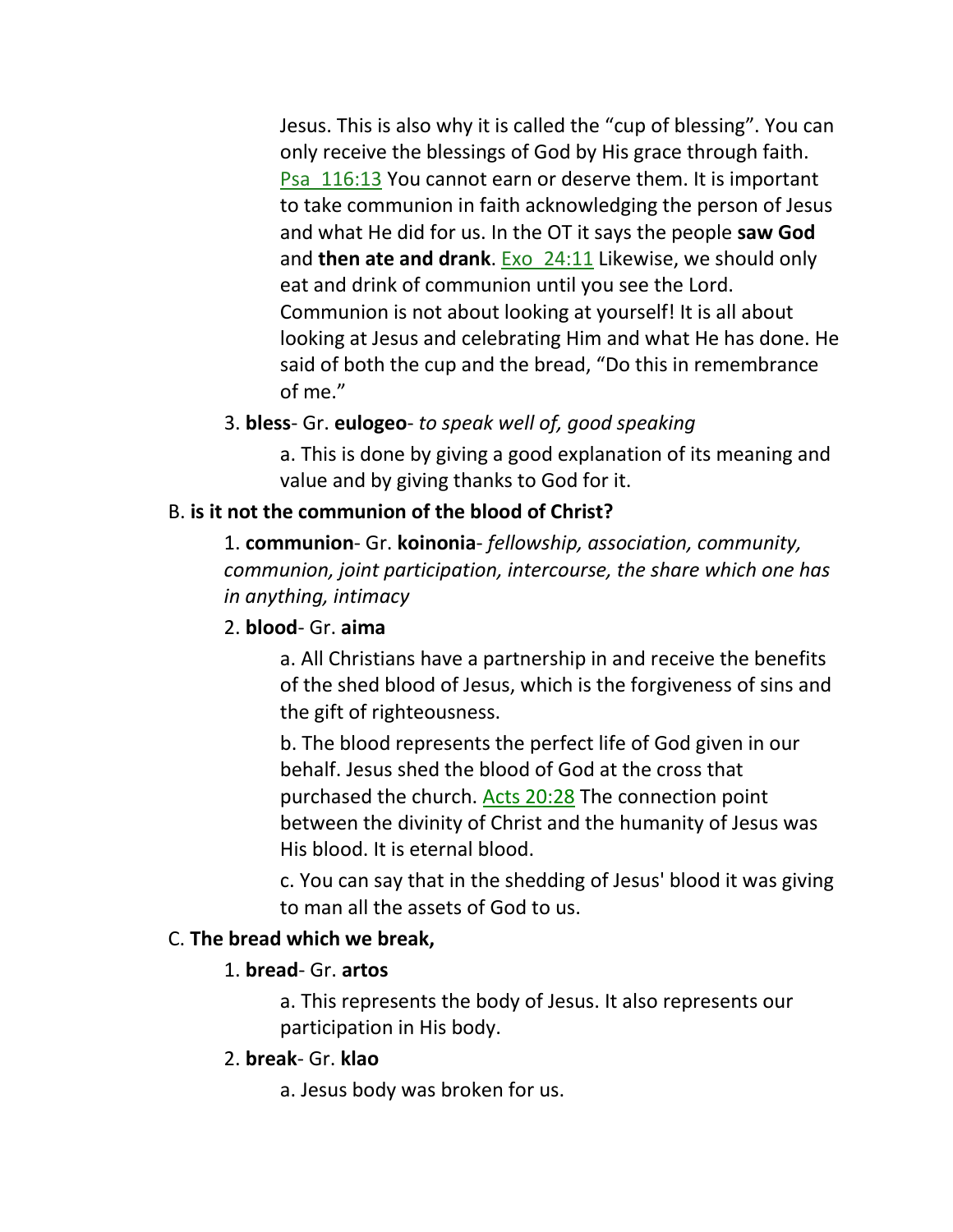Jesus. This is also why it is called the “cup of blessing”. You can only receive the blessings of God by His grace through faith. Psa_116:13 You cannot earn or deserve them. It is important to take communion in faith acknowledging the person of Jesus and what He did for us. In the OT it says the people **saw God** and **then ate and drank**. Exo_24:11 Likewise, we should only eat and drink of communion until you see the Lord. Communion is not about looking at yourself! It is all about looking at Jesus and celebrating Him and what He has done. He said of both the cup and the bread, “Do this in remembrance of me.”

3. **bless**- Gr. **eulogeo**- *to speak well of, good speaking*

   a. This is done by giving a good explanation of its meaning and value and by giving thanks to God for it.

B. **is it not the communion of the blood of Christ?**

1. **communion**- Gr. **koinonia**- *fellowship, association, community, communion, joint participation, intercourse, the share which one has in anything, intimacy*

2. **blood**- Gr. **aima**

   a. All Christians have a partnership in and receive the benefits of the shed blood of Jesus, which is the forgiveness of sins and the gift of righteousness.

   b. The blood represents the perfect life of God given in our behalf. Jesus shed the blood of God at the cross that purchased the church. Acts 20:28 The connection point between the divinity of Christ and the humanity of Jesus was His blood. It is eternal blood.

   c. You can say that in the shedding of Jesus' blood it was giving to man all the assets of God to us.

C. **The bread which we break,**

1. **bread**- Gr. **artos**

   a. This represents the body of Jesus. It also represents our participation in His body.

2. **break**- Gr. **klao**

   a. Jesus body was broken for us.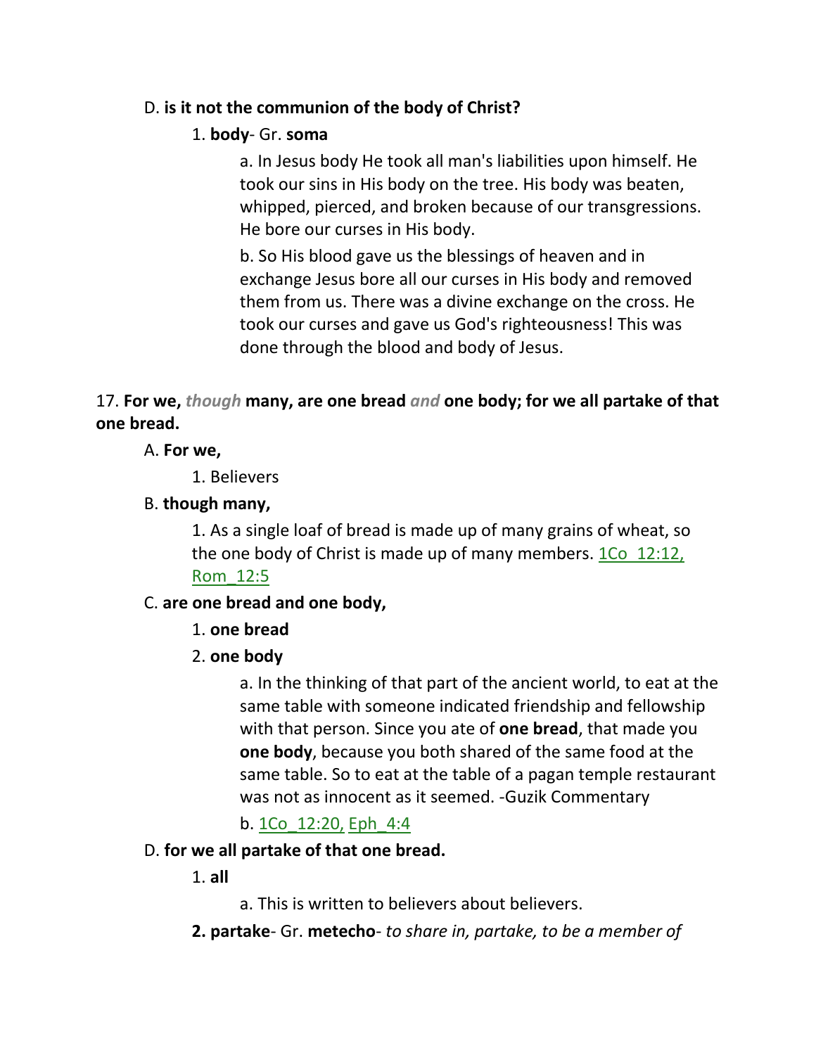D. **is it not the communion of the body of Christ?**

1. **body**- Gr. **soma**

a. In Jesus body He took all man's liabilities upon himself. He took our sins in His body on the tree. His body was beaten, whipped, pierced, and broken because of our transgressions. He bore our curses in His body.

b. So His blood gave us the blessings of heaven and in exchange Jesus bore all our curses in His body and removed them from us. There was a divine exchange on the cross. He took our curses and gave us God's righteousness! This was done through the blood and body of Jesus.

17. **For we,** ***though*** **many, are one bread** ***and*** **one body; for we all partake of that one bread.**

A. **For we,**

1. Believers

B. **though many,**

1. As a single loaf of bread is made up of many grains of wheat, so the one body of Christ is made up of many members. 1Co_12:12, Rom_12:5

C. **are one bread and one body,**

1. **one bread**

2. **one body**

a. In the thinking of that part of the ancient world, to eat at the same table with someone indicated friendship and fellowship with that person. Since you ate of **one bread**, that made you **one body**, because you both shared of the same food at the same table. So to eat at the table of a pagan temple restaurant was not as innocent as it seemed. -Guzik Commentary

b. 1Co_12:20, Eph_4:4

D. **for we all partake of that one bread.**

1. **all**

a. This is written to believers about believers.

**2. partake**- Gr. **metecho**- *to share in, partake, to be a member of*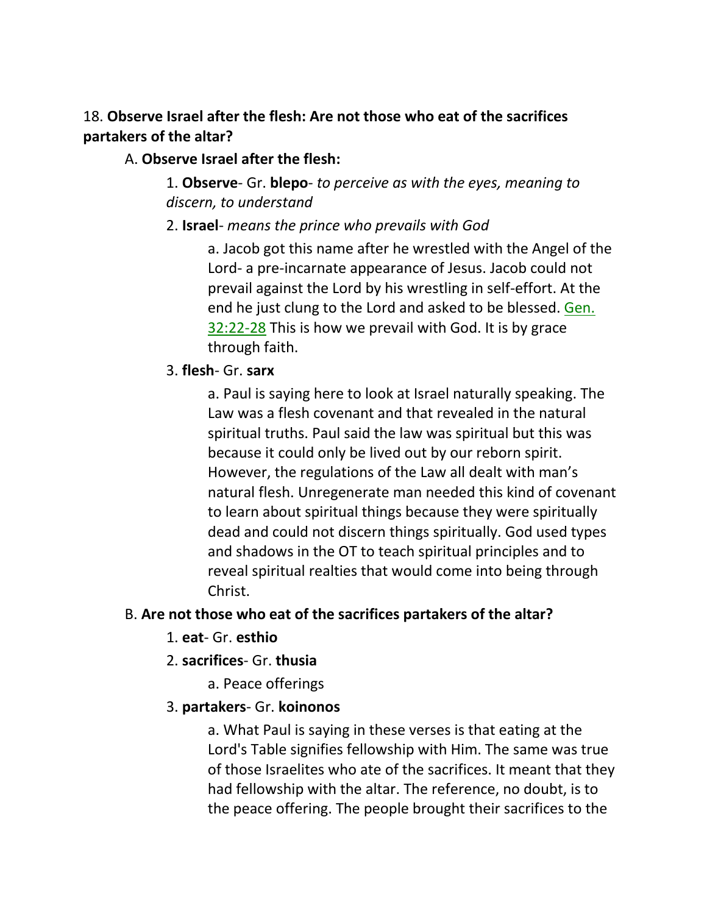18. **Observe Israel after the flesh: Are not those who eat of the sacrifices partakers of the altar?**

A. **Observe Israel after the flesh:**

1. **Observe**- Gr. **blepo**- *to perceive as with the eyes, meaning to discern, to understand*

2. **Israel**- *means the prince who prevails with God*

a. Jacob got this name after he wrestled with the Angel of the Lord- a pre-incarnate appearance of Jesus. Jacob could not prevail against the Lord by his wrestling in self-effort. At the end he just clung to the Lord and asked to be blessed. Gen. 32:22-28 This is how we prevail with God. It is by grace through faith.

3. **flesh**- Gr. **sarx**

a. Paul is saying here to look at Israel naturally speaking. The Law was a flesh covenant and that revealed in the natural spiritual truths. Paul said the law was spiritual but this was because it could only be lived out by our reborn spirit. However, the regulations of the Law all dealt with man's natural flesh. Unregenerate man needed this kind of covenant to learn about spiritual things because they were spiritually dead and could not discern things spiritually. God used types and shadows in the OT to teach spiritual principles and to reveal spiritual realties that would come into being through Christ.

B. **Are not those who eat of the sacrifices partakers of the altar?**

1. **eat**- Gr. **esthio**

2. **sacrifices**- Gr. **thusia**

a. Peace offerings

3. **partakers**- Gr. **koinonos**

a. What Paul is saying in these verses is that eating at the Lord's Table signifies fellowship with Him. The same was true of those Israelites who ate of the sacrifices. It meant that they had fellowship with the altar. The reference, no doubt, is to the peace offering. The people brought their sacrifices to the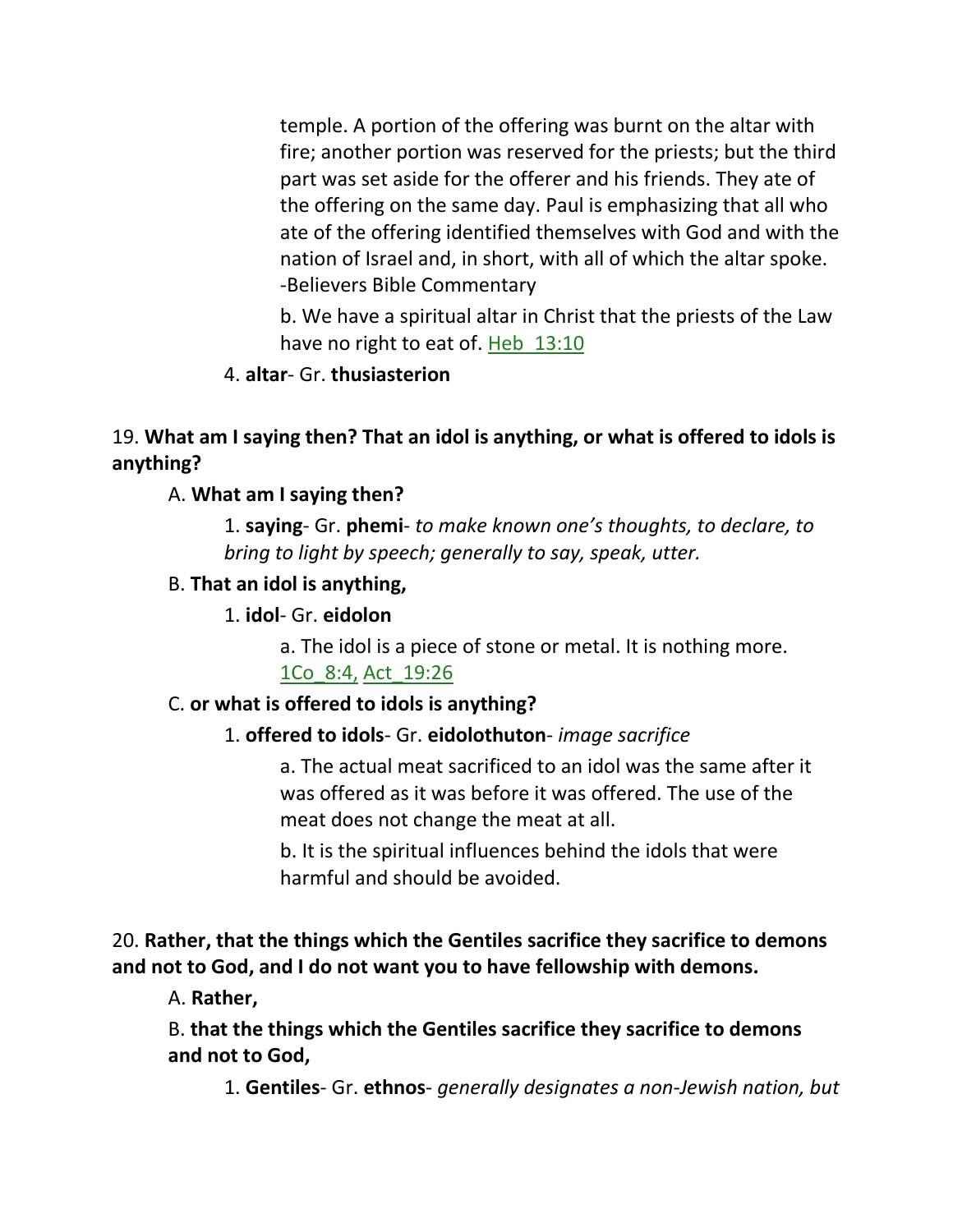temple. A portion of the offering was burnt on the altar with fire; another portion was reserved for the priests; but the third part was set aside for the offerer and his friends. They ate of the offering on the same day. Paul is emphasizing that all who ate of the offering identified themselves with God and with the nation of Israel and, in short, with all of which the altar spoke. -Believers Bible Commentary

b. We have a spiritual altar in Christ that the priests of the Law have no right to eat of. Heb_13:10

4. **altar**- Gr. **thusiasterion**

19. **What am I saying then? That an idol is anything, or what is offered to idols is anything?**

A. **What am I saying then?**

1. **saying**- Gr. **phemi**- *to make known one's thoughts, to declare, to bring to light by speech; generally to say, speak, utter.*

B. **That an idol is anything,**

1. **idol**- Gr. **eidolon**

a. The idol is a piece of stone or metal. It is nothing more. 1Co_8:4, Act_19:26

C. **or what is offered to idols is anything?**

1. **offered to idols**- Gr. **eidolothuton**- *image sacrifice*

a. The actual meat sacrificed to an idol was the same after it was offered as it was before it was offered. The use of the meat does not change the meat at all.

b. It is the spiritual influences behind the idols that were harmful and should be avoided.

20. **Rather, that the things which the Gentiles sacrifice they sacrifice to demons and not to God, and I do not want you to have fellowship with demons.**

A. **Rather,**

B. **that the things which the Gentiles sacrifice they sacrifice to demons and not to God,**

1. **Gentiles**- Gr. **ethnos**- *generally designates a non-Jewish nation, but*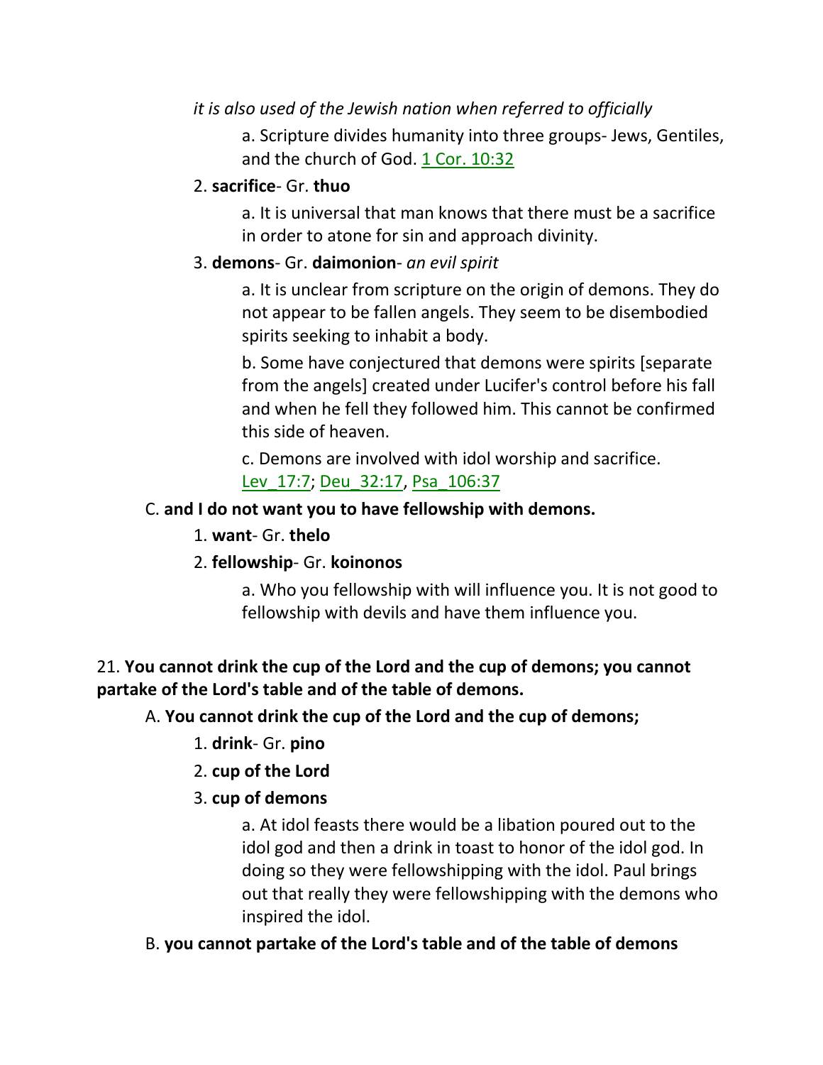*it is also used of the Jewish nation when referred to officially*

a. Scripture divides humanity into three groups- Jews, Gentiles, and the church of God. 1 Cor. 10:32

2. **sacrifice**- Gr. **thuo**

a. It is universal that man knows that there must be a sacrifice in order to atone for sin and approach divinity.

3. **demons**- Gr. **daimonion**- *an evil spirit*

a. It is unclear from scripture on the origin of demons. They do not appear to be fallen angels. They seem to be disembodied spirits seeking to inhabit a body.

b. Some have conjectured that demons were spirits [separate from the angels] created under Lucifer's control before his fall and when he fell they followed him. This cannot be confirmed this side of heaven.

c. Demons are involved with idol worship and sacrifice. Lev_17:7; Deu_32:17, Psa_106:37

C. **and I do not want you to have fellowship with demons.**

1. **want**- Gr. **thelo**

2. **fellowship**- Gr. **koinonos**

a. Who you fellowship with will influence you. It is not good to fellowship with devils and have them influence you.

21. **You cannot drink the cup of the Lord and the cup of demons; you cannot partake of the Lord's table and of the table of demons.**

A. **You cannot drink the cup of the Lord and the cup of demons;**

1. **drink**- Gr. **pino**

2. **cup of the Lord**

3. **cup of demons**

a. At idol feasts there would be a libation poured out to the idol god and then a drink in toast to honor of the idol god. In doing so they were fellowshipping with the idol. Paul brings out that really they were fellowshipping with the demons who inspired the idol.

B. **you cannot partake of the Lord's table and of the table of demons**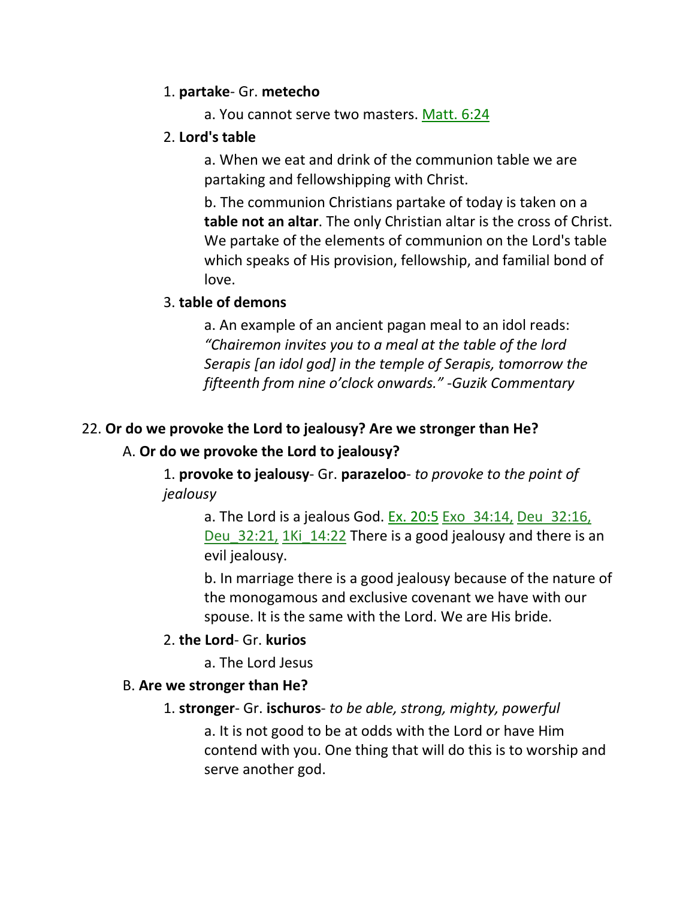1. **partake**- Gr. **metecho**

   a. You cannot serve two masters. Matt. 6:24

2. **Lord's table**

   a. When we eat and drink of the communion table we are partaking and fellowshipping with Christ.

   b. The communion Christians partake of today is taken on a **table not an altar**. The only Christian altar is the cross of Christ. We partake of the elements of communion on the Lord's table which speaks of His provision, fellowship, and familial bond of love.

3. **table of demons**

   a. An example of an ancient pagan meal to an idol reads: *"Chairemon invites you to a meal at the table of the lord Serapis [an idol god] in the temple of Serapis, tomorrow the fifteenth from nine o'clock onwards." -Guzik Commentary*

22. **Or do we provoke the Lord to jealousy? Are we stronger than He?**

A. **Or do we provoke the Lord to jealousy?**

1. **provoke to jealousy**- Gr. **parazeloo**- *to provoke to the point of jealousy*

   a. The Lord is a jealous God. Ex. 20:5 Exo_34:14, Deu_32:16, Deu_32:21, 1Ki_14:22 There is a good jealousy and there is an evil jealousy.

   b. In marriage there is a good jealousy because of the nature of the monogamous and exclusive covenant we have with our spouse. It is the same with the Lord. We are His bride.

2. **the Lord**- Gr. **kurios**

   a. The Lord Jesus

B. **Are we stronger than He?**

1. **stronger**- Gr. **ischuros**- *to be able, strong, mighty, powerful*

   a. It is not good to be at odds with the Lord or have Him contend with you. One thing that will do this is to worship and serve another god.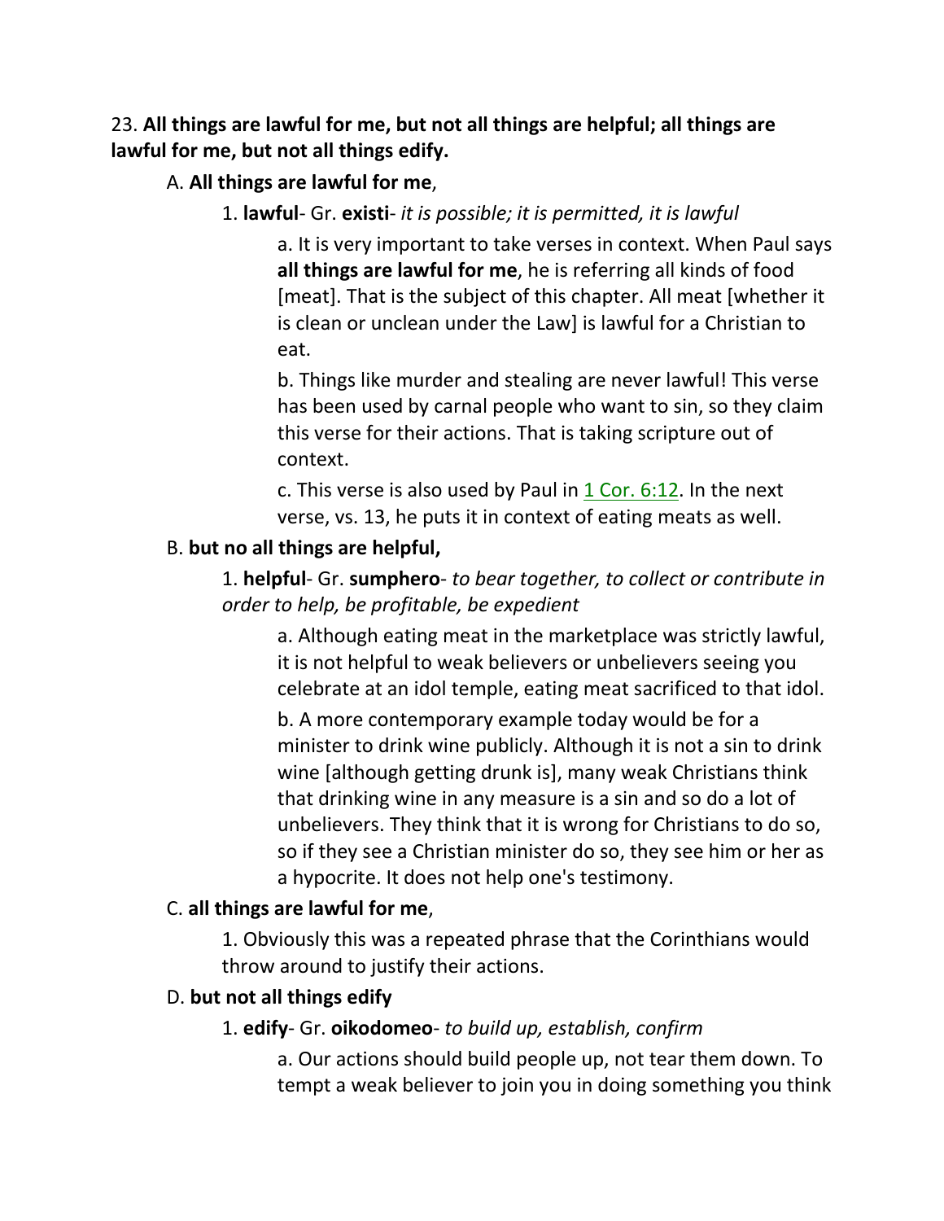23. **All things are lawful for me, but not all things are helpful; all things are lawful for me, but not all things edify.**

A. **All things are lawful for me**,

1. **lawful**- Gr. **existi**- *it is possible; it is permitted, it is lawful*

a. It is very important to take verses in context. When Paul says **all things are lawful for me**, he is referring all kinds of food [meat]. That is the subject of this chapter. All meat [whether it is clean or unclean under the Law] is lawful for a Christian to eat.

b. Things like murder and stealing are never lawful! This verse has been used by carnal people who want to sin, so they claim this verse for their actions. That is taking scripture out of context.

c. This verse is also used by Paul in 1 Cor. 6:12. In the next verse, vs. 13, he puts it in context of eating meats as well.

B. **but no all things are helpful,**

1. **helpful**- Gr. **sumphero**- *to bear together, to collect or contribute in order to help, be profitable, be expedient*

a. Although eating meat in the marketplace was strictly lawful, it is not helpful to weak believers or unbelievers seeing you celebrate at an idol temple, eating meat sacrificed to that idol.

b. A more contemporary example today would be for a minister to drink wine publicly. Although it is not a sin to drink wine [although getting drunk is], many weak Christians think that drinking wine in any measure is a sin and so do a lot of unbelievers. They think that it is wrong for Christians to do so, so if they see a Christian minister do so, they see him or her as a hypocrite. It does not help one's testimony.

C. **all things are lawful for me**,

1. Obviously this was a repeated phrase that the Corinthians would throw around to justify their actions.

D. **but not all things edify**

1. **edify**- Gr. **oikodomeo**- *to build up, establish, confirm*

a. Our actions should build people up, not tear them down. To tempt a weak believer to join you in doing something you think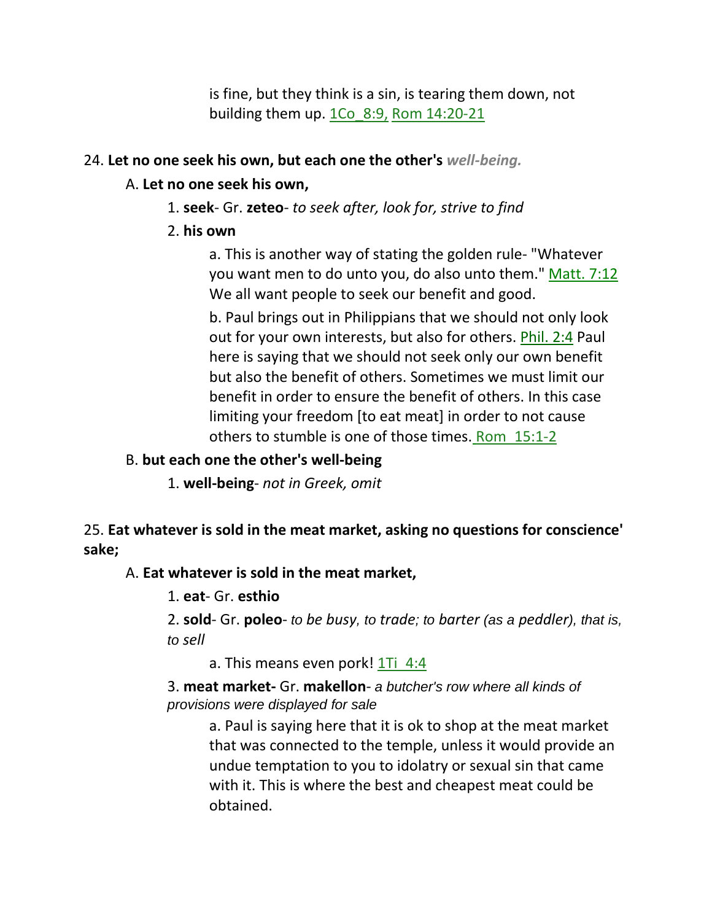is fine, but they think is a sin, is tearing them down, not building them up. 1Co_8:9, Rom 14:20-21

24. **Let no one seek his own, but each one the other's** ***well-being.***

A. **Let no one seek his own,**

1. **seek**- Gr. **zeteo**- *to seek after, look for, strive to find*

2. **his own**

a. This is another way of stating the golden rule- "Whatever you want men to do unto you, do also unto them." Matt. 7:12 We all want people to seek our benefit and good.

b. Paul brings out in Philippians that we should not only look out for your own interests, but also for others. Phil. 2:4 Paul here is saying that we should not seek only our own benefit but also the benefit of others. Sometimes we must limit our benefit in order to ensure the benefit of others. In this case limiting your freedom [to eat meat] in order to not cause others to stumble is one of those times. Rom 15:1-2

B. **but each one the other's well-being**

1. **well-being**- *not in Greek, omit*

25. **Eat whatever is sold in the meat market, asking no questions for conscience' sake;**

A. **Eat whatever is sold in the meat market,**

1. **eat**- Gr. **esthio**

2. **sold**- Gr. **poleo**- *to be busy, to trade; to barter (as a peddler), that is, to sell*

a. This means even pork! 1Ti 4:4

3. **meat market-** Gr. **makellon**- *a butcher's row where all kinds of provisions were displayed for sale*

a. Paul is saying here that it is ok to shop at the meat market that was connected to the temple, unless it would provide an undue temptation to you to idolatry or sexual sin that came with it. This is where the best and cheapest meat could be obtained.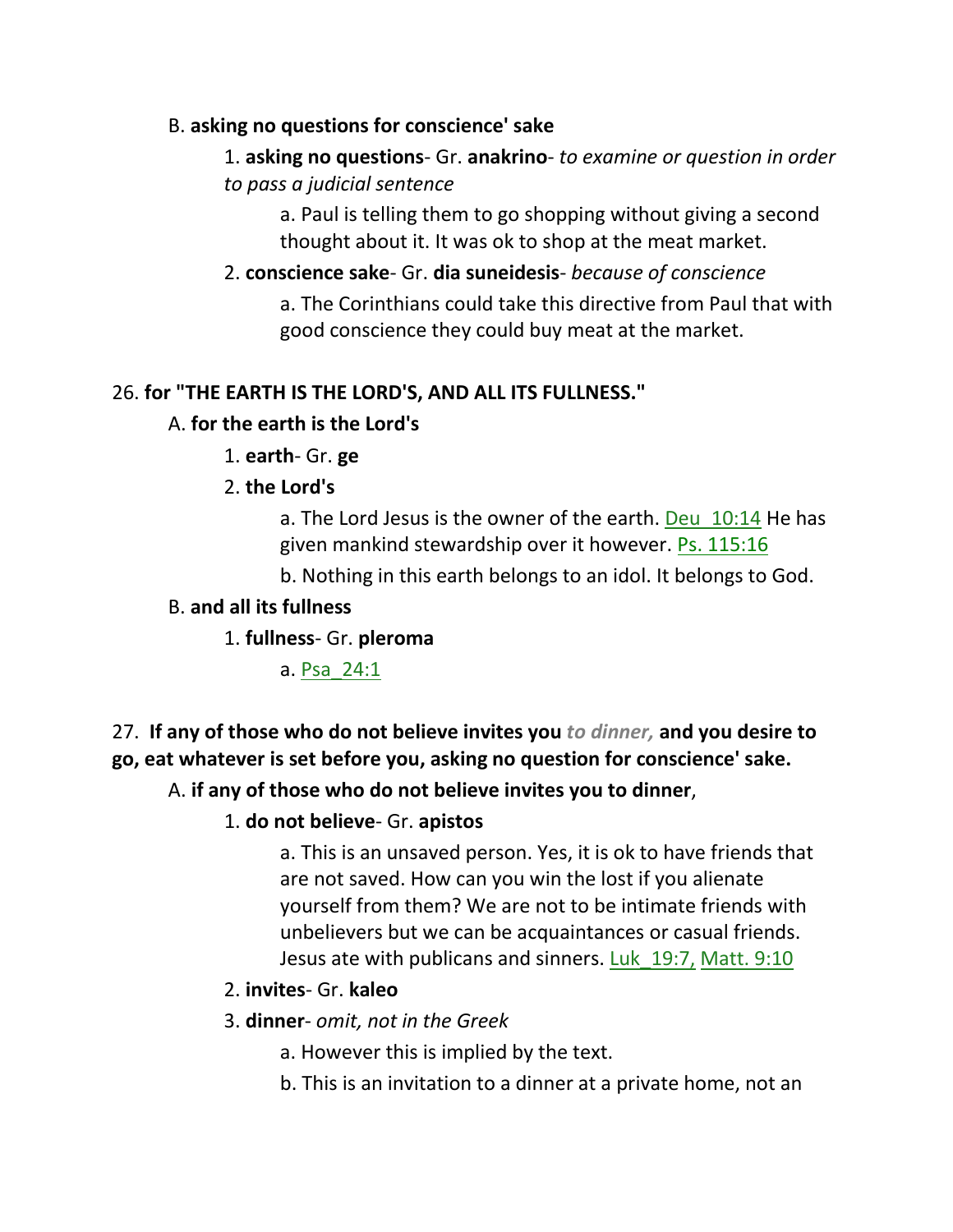B. **asking no questions for conscience' sake**

1. **asking no questions**- Gr. **anakrino**- *to examine or question in order to pass a judicial sentence*

a. Paul is telling them to go shopping without giving a second thought about it. It was ok to shop at the meat market.

2. **conscience sake**- Gr. **dia suneidesis**- *because of conscience*

a. The Corinthians could take this directive from Paul that with good conscience they could buy meat at the market.

26. **for "THE EARTH IS THE LORD'S, AND ALL ITS FULLNESS."**

A. **for the earth is the Lord's**

1. **earth**- Gr. **ge**

2. **the Lord's**

a. The Lord Jesus is the owner of the earth. Deu_10:14 He has given mankind stewardship over it however. Ps. 115:16

b. Nothing in this earth belongs to an idol. It belongs to God.

B. **and all its fullness**

1. **fullness**- Gr. **pleroma**

a. Psa_24:1

27. **If any of those who do not believe invites you** ***to dinner,*** **and you desire to go, eat whatever is set before you, asking no question for conscience' sake.**

A. **if any of those who do not believe invites you to dinner**,

1. **do not believe**- Gr. **apistos**

a. This is an unsaved person. Yes, it is ok to have friends that are not saved. How can you win the lost if you alienate yourself from them? We are not to be intimate friends with unbelievers but we can be acquaintances or casual friends. Jesus ate with publicans and sinners. Luk_19:7, Matt. 9:10

2. **invites**- Gr. **kaleo**

3. **dinner**- *omit, not in the Greek*

a. However this is implied by the text.

b. This is an invitation to a dinner at a private home, not an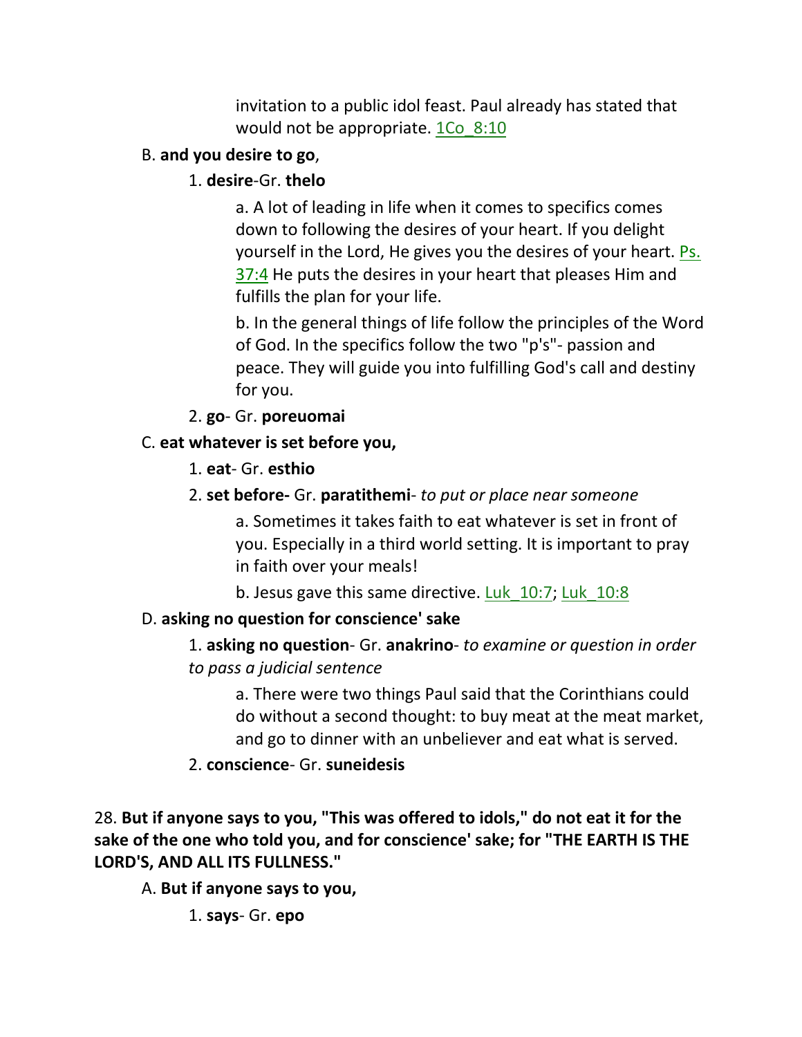invitation to a public idol feast. Paul already has stated that would not be appropriate. 1Co_8:10

B. **and you desire to go**,

1. **desire**-Gr. **thelo**

a. A lot of leading in life when it comes to specifics comes down to following the desires of your heart. If you delight yourself in the Lord, He gives you the desires of your heart. Ps. 37:4 He puts the desires in your heart that pleases Him and fulfills the plan for your life.

b. In the general things of life follow the principles of the Word of God. In the specifics follow the two "p's"- passion and peace. They will guide you into fulfilling God's call and destiny for you.

2. **go**- Gr. **poreuomai**

C. **eat whatever is set before you,**

1. **eat**- Gr. **esthio**

2. **set before-** Gr. **paratithemi**- *to put or place near someone*

a. Sometimes it takes faith to eat whatever is set in front of you. Especially in a third world setting. It is important to pray in faith over your meals!

b. Jesus gave this same directive. Luk_10:7; Luk_10:8

D. **asking no question for conscience' sake**

1. **asking no question**- Gr. **anakrino**- *to examine or question in order to pass a judicial sentence*

a. There were two things Paul said that the Corinthians could do without a second thought: to buy meat at the meat market, and go to dinner with an unbeliever and eat what is served.

2. **conscience**- Gr. **suneidesis**

28. **But if anyone says to you, "This was offered to idols," do not eat it for the sake of the one who told you, and for conscience' sake; for "THE EARTH IS THE LORD'S, AND ALL ITS FULLNESS."**

A. **But if anyone says to you,**

1. **says**- Gr. **epo**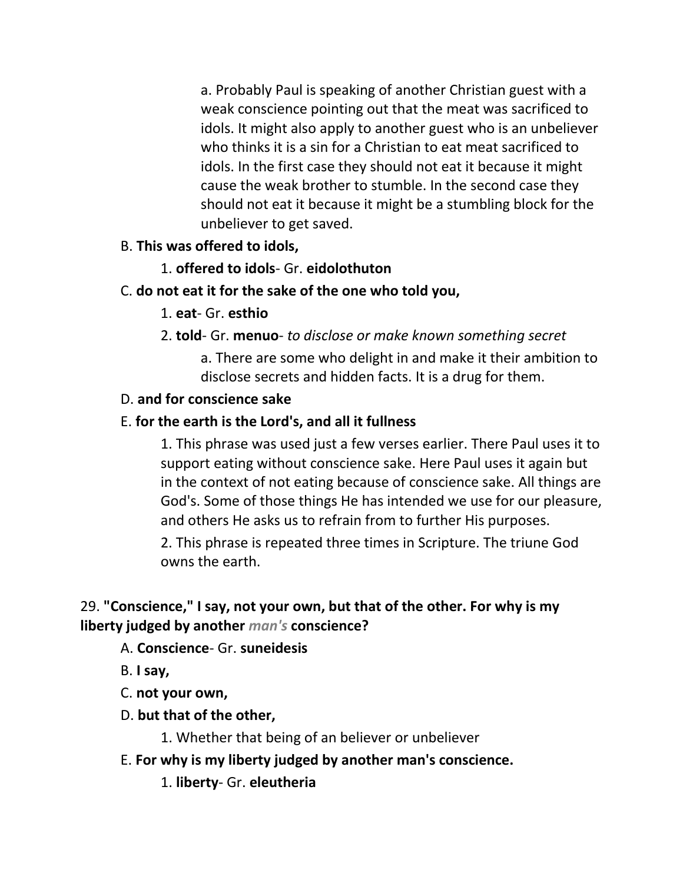a. Probably Paul is speaking of another Christian guest with a weak conscience pointing out that the meat was sacrificed to idols. It might also apply to another guest who is an unbeliever who thinks it is a sin for a Christian to eat meat sacrificed to idols. In the first case they should not eat it because it might cause the weak brother to stumble. In the second case they should not eat it because it might be a stumbling block for the unbeliever to get saved.

B. **This was offered to idols,**

1. **offered to idols**- Gr. **eidolothuton**

C. **do not eat it for the sake of the one who told you,**

1. **eat**- Gr. **esthio**

2. **told**- Gr. **menuo**- *to disclose or make known something secret*

a. There are some who delight in and make it their ambition to disclose secrets and hidden facts. It is a drug for them.

D. **and for conscience sake**

E. **for the earth is the Lord's, and all it fullness**

1. This phrase was used just a few verses earlier. There Paul uses it to support eating without conscience sake. Here Paul uses it again but in the context of not eating because of conscience sake. All things are God's. Some of those things He has intended we use for our pleasure, and others He asks us to refrain from to further His purposes.

2. This phrase is repeated three times in Scripture. The triune God owns the earth.

29. **"Conscience," I say, not your own, but that of the other. For why is my liberty judged by another *man's* conscience?**

A. **Conscience**- Gr. **suneidesis**

B. **I say,**

C. **not your own,**

D. **but that of the other,**

1. Whether that being of an believer or unbeliever

E. **For why is my liberty judged by another man's conscience.**

1. **liberty**- Gr. **eleutheria**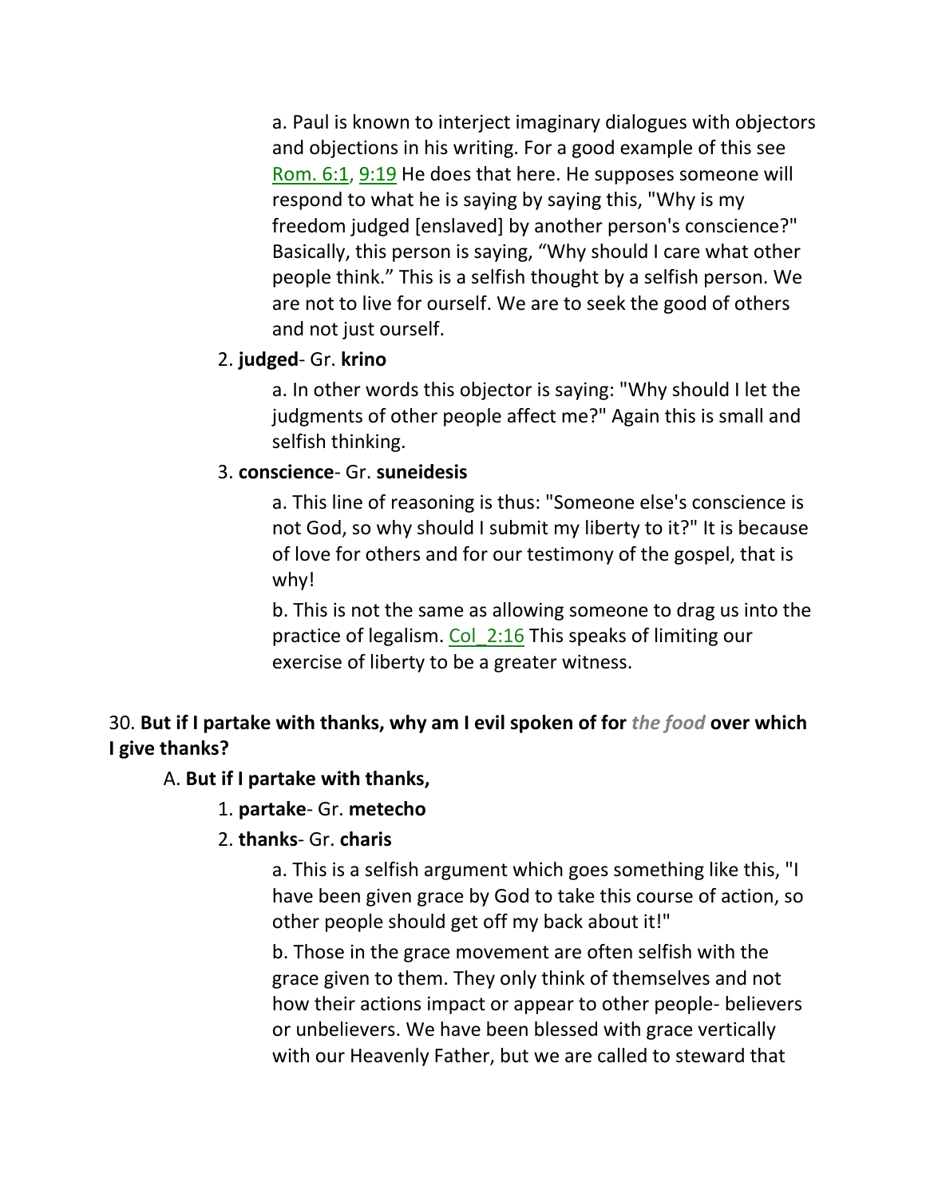a. Paul is known to interject imaginary dialogues with objectors and objections in his writing. For a good example of this see Rom. 6:1, 9:19 He does that here. He supposes someone will respond to what he is saying by saying this, "Why is my freedom judged [enslaved] by another person's conscience?" Basically, this person is saying, "Why should I care what other people think." This is a selfish thought by a selfish person. We are not to live for ourself. We are to seek the good of others and not just ourself.

2. **judged**- Gr. **krino**

a. In other words this objector is saying: "Why should I let the judgments of other people affect me?" Again this is small and selfish thinking.

3. **conscience**- Gr. **suneidesis**

a. This line of reasoning is thus: "Someone else's conscience is not God, so why should I submit my liberty to it?" It is because of love for others and for our testimony of the gospel, that is why!

b. This is not the same as allowing someone to drag us into the practice of legalism. Col_2:16 This speaks of limiting our exercise of liberty to be a greater witness.

30. **But if I partake with thanks, why am I evil spoken of for** ***the food*** **over which I give thanks?**

A. **But if I partake with thanks,**

1. **partake**- Gr. **metecho**

2. **thanks**- Gr. **charis**

a. This is a selfish argument which goes something like this, "I have been given grace by God to take this course of action, so other people should get off my back about it!"

b. Those in the grace movement are often selfish with the grace given to them. They only think of themselves and not how their actions impact or appear to other people- believers or unbelievers. We have been blessed with grace vertically with our Heavenly Father, but we are called to steward that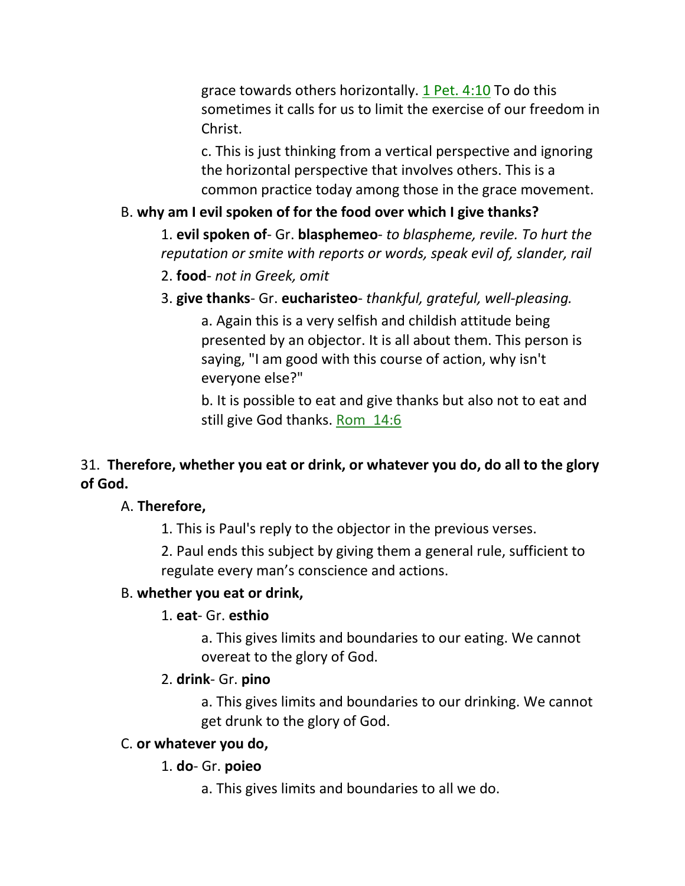grace towards others horizontally. 1 Pet. 4:10 To do this sometimes it calls for us to limit the exercise of our freedom in Christ.

c. This is just thinking from a vertical perspective and ignoring the horizontal perspective that involves others. This is a common practice today among those in the grace movement.

B. **why am I evil spoken of for the food over which I give thanks?**

1. **evil spoken of**- Gr. **blasphemeo**- *to blaspheme, revile. To hurt the reputation or smite with reports or words, speak evil of, slander, rail*

2. **food**- *not in Greek, omit*

3. **give thanks**- Gr. **eucharisteo**- *thankful, grateful, well-pleasing.*

a. Again this is a very selfish and childish attitude being presented by an objector. It is all about them. This person is saying, "I am good with this course of action, why isn't everyone else?"

b. It is possible to eat and give thanks but also not to eat and still give God thanks. Rom 14:6

31. **Therefore, whether you eat or drink, or whatever you do, do all to the glory of God.**

A. **Therefore,**

1. This is Paul's reply to the objector in the previous verses.

2. Paul ends this subject by giving them a general rule, sufficient to regulate every man's conscience and actions.

B. **whether you eat or drink,**

1. **eat**- Gr. **esthio**

a. This gives limits and boundaries to our eating. We cannot overeat to the glory of God.

2. **drink**- Gr. **pino**

a. This gives limits and boundaries to our drinking. We cannot get drunk to the glory of God.

C. **or whatever you do,**

1. **do**- Gr. **poieo**

a. This gives limits and boundaries to all we do.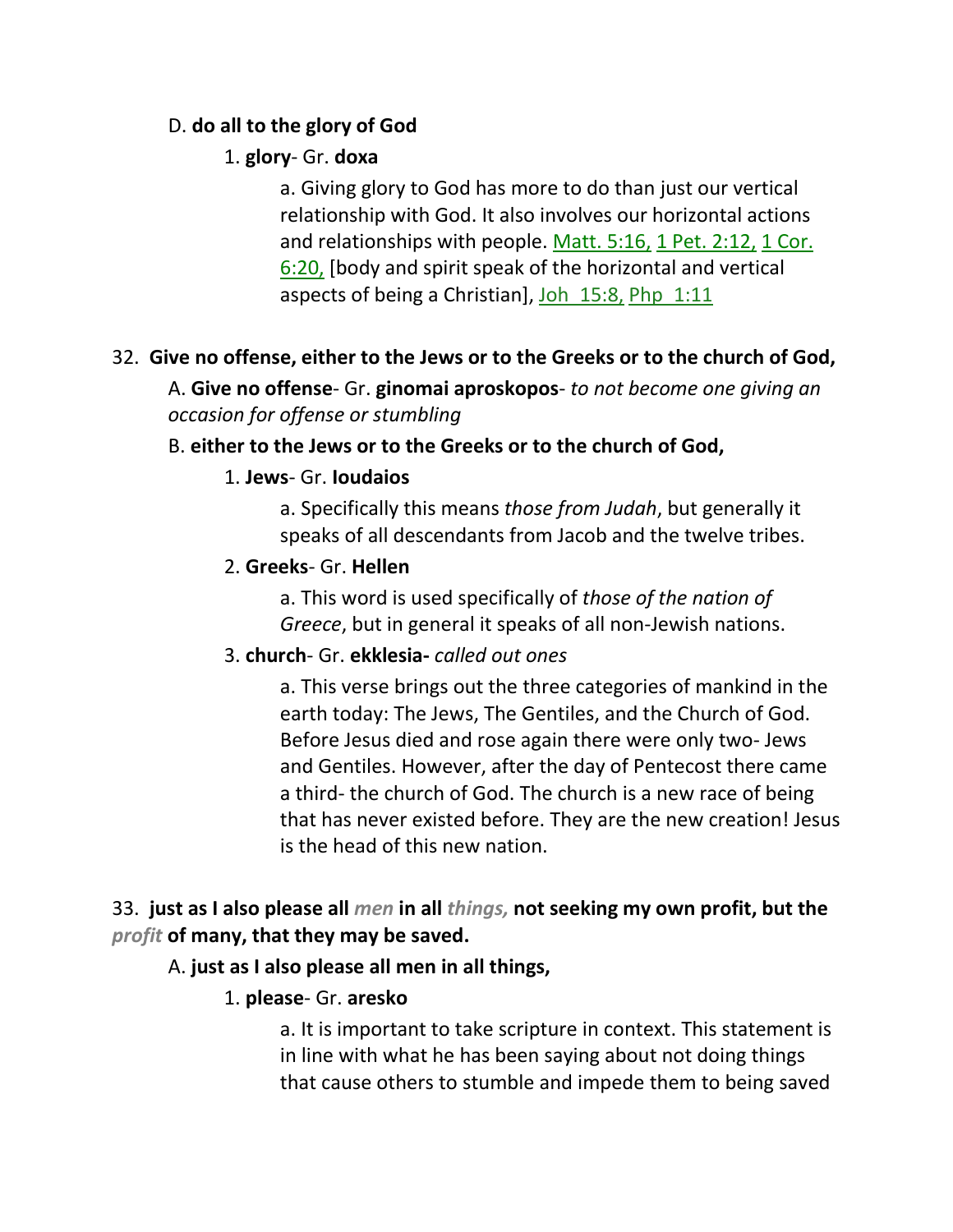D. **do all to the glory of God**

1. **glory**- Gr. **doxa**

a. Giving glory to God has more to do than just our vertical relationship with God. It also involves our horizontal actions and relationships with people. Matt. 5:16, 1 Pet. 2:12, 1 Cor. 6:20, [body and spirit speak of the horizontal and vertical aspects of being a Christian], Joh 15:8, Php 1:11

32. **Give no offense, either to the Jews or to the Greeks or to the church of God,**

A. **Give no offense**- Gr. **ginomai aproskopos**- *to not become one giving an occasion for offense or stumbling*

B. **either to the Jews or to the Greeks or to the church of God,**

1. **Jews**- Gr. **Ioudaios**

a. Specifically this means *those from Judah*, but generally it speaks of all descendants from Jacob and the twelve tribes.

2. **Greeks**- Gr. **Hellen**

a. This word is used specifically of *those of the nation of Greece*, but in general it speaks of all non-Jewish nations.

3. **church**- Gr. **ekklesia-** *called out ones*

a. This verse brings out the three categories of mankind in the earth today: The Jews, The Gentiles, and the Church of God. Before Jesus died and rose again there were only two- Jews and Gentiles. However, after the day of Pentecost there came a third- the church of God. The church is a new race of being that has never existed before. They are the new creation! Jesus is the head of this new nation.

33. **just as I also please all** ***men*** **in all** ***things,*** **not seeking my own profit, but the** ***profit*** **of many, that they may be saved.**

A. **just as I also please all men in all things,**

1. **please**- Gr. **aresko**

a. It is important to take scripture in context. This statement is in line with what he has been saying about not doing things that cause others to stumble and impede them to being saved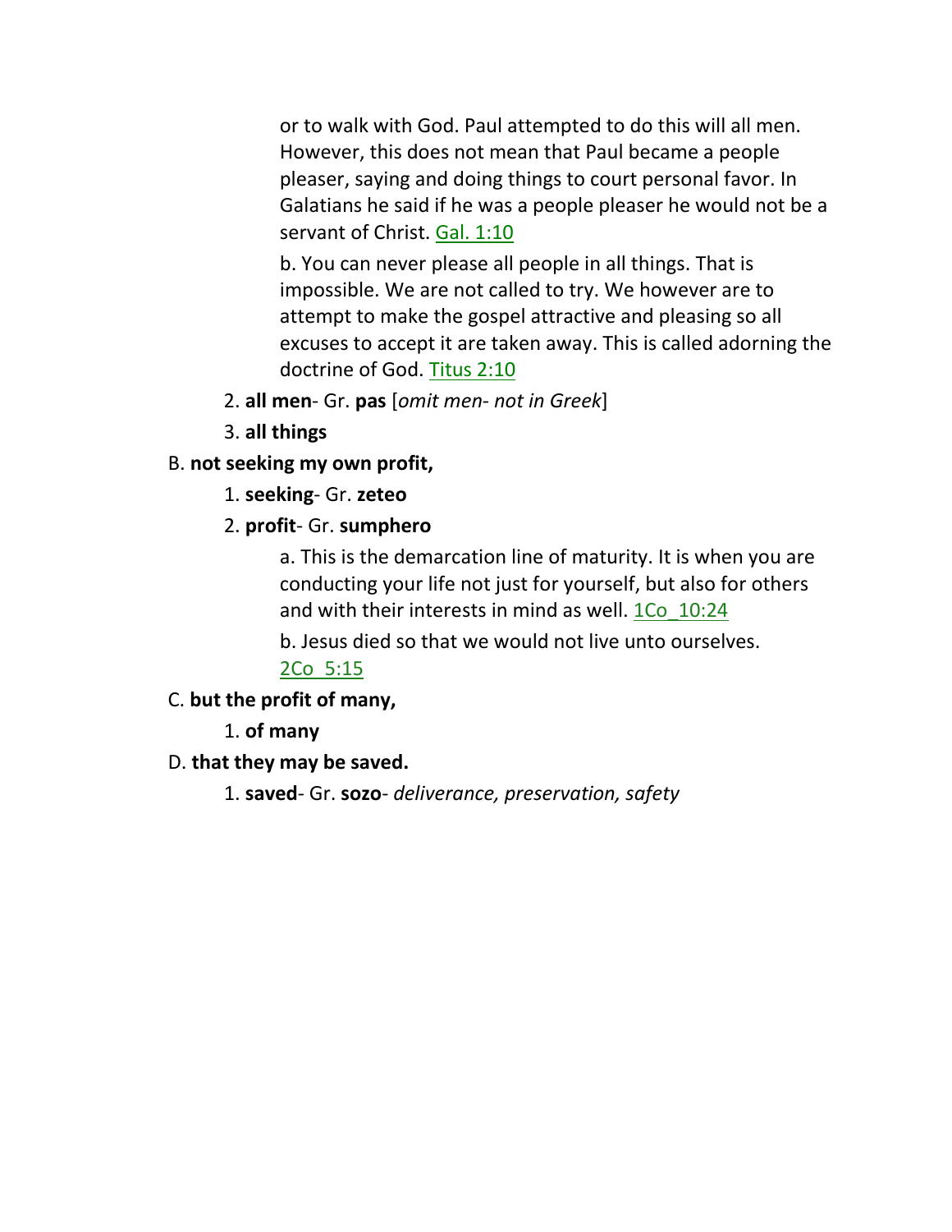or to walk with God. Paul attempted to do this will all men. However, this does not mean that Paul became a people pleaser, saying and doing things to court personal favor. In Galatians he said if he was a people pleaser he would not be a servant of Christ. Gal. 1:10

b. You can never please all people in all things. That is impossible. We are not called to try. We however are to attempt to make the gospel attractive and pleasing so all excuses to accept it are taken away. This is called adorning the doctrine of God. Titus 2:10

2. **all men**- Gr. **pas** [*omit men- not in Greek*]

3. **all things**

B. **not seeking my own profit,**

1. **seeking**- Gr. **zeteo**

2. **profit**- Gr. **sumphero**

a. This is the demarcation line of maturity. It is when you are conducting your life not just for yourself, but also for others and with their interests in mind as well. 1Co_10:24

b. Jesus died so that we would not live unto ourselves. 2Co_5:15

C. **but the profit of many,**

1. **of many**

D. **that they may be saved.**

1. **saved**- Gr. **sozo**- *deliverance, preservation, safety*